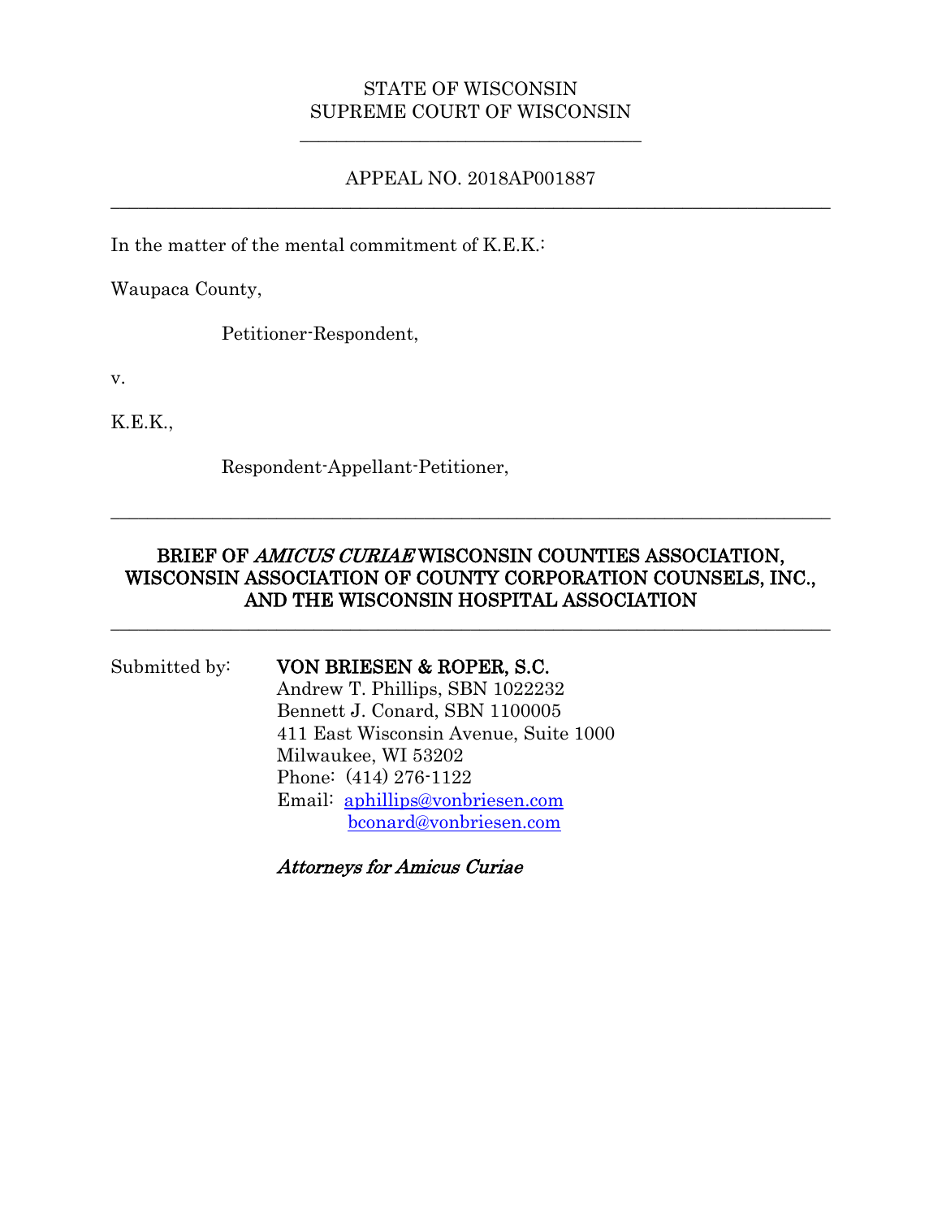STATE OF WISCONSIN
SUPREME COURT OF WISCONSIN

---

APPEAL NO. 2018AP001887

---

In the matter of the mental commitment of K.E.K.:

Waupaca County,

Petitioner-Respondent,

v.

K.E.K.,

Respondent-Appellant-Petitioner,

---

## BRIEF OF *AMICUS CURIAE* WISCONSIN COUNTIES ASSOCIATION, WISCONSIN ASSOCIATION OF COUNTY CORPORATION COUNSELS, INC., AND THE WISCONSIN HOSPITAL ASSOCIATION

---

Submitted by: **VON BRIESEN & ROPER, S.C.**
Andrew T. Phillips, SBN 1022232
Bennett J. Conard, SBN 1100005
411 East Wisconsin Avenue, Suite 1000
Milwaukee, WI 53202
Phone: (414) 276-1122
Email: aphillips@vonbriesen.com
bconard@vonbriesen.com

*Attorneys for Amicus Curiae*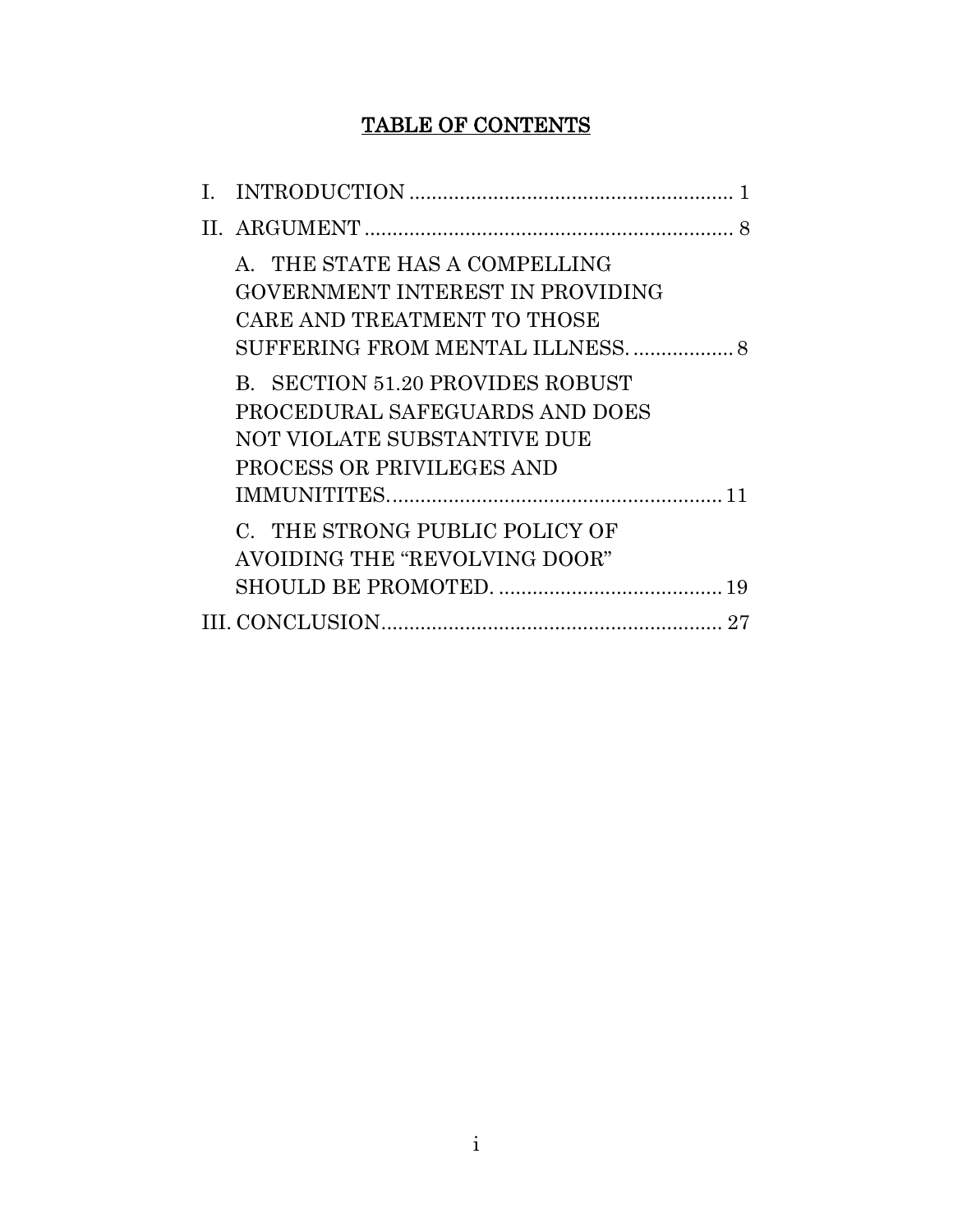# TABLE OF CONTENTS

I. INTRODUCTION .......................................................... 1

II. ARGUMENT .................................................................. 8

A. THE STATE HAS A COMPELLING GOVERNMENT INTEREST IN PROVIDING CARE AND TREATMENT TO THOSE SUFFERING FROM MENTAL ILLNESS. .................. 8

B. SECTION 51.20 PROVIDES ROBUST PROCEDURAL SAFEGUARDS AND DOES NOT VIOLATE SUBSTANTIVE DUE PROCESS OR PRIVILEGES AND IMMUNITITES. .......................................................... 11

C. THE STRONG PUBLIC POLICY OF AVOIDING THE "REVOLVING DOOR" SHOULD BE PROMOTED. ........................................ 19

III. CONCLUSION ............................................................ 27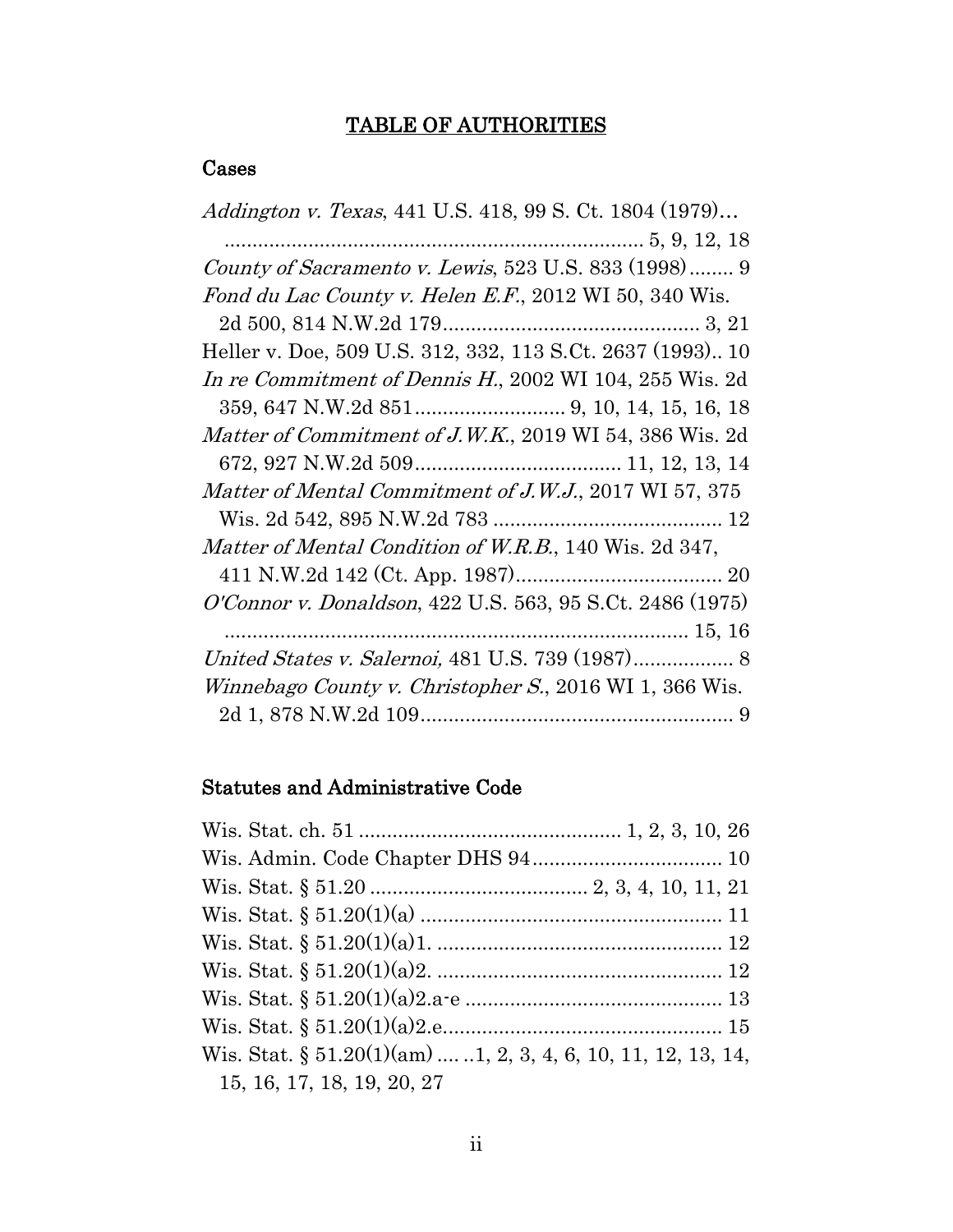# TABLE OF AUTHORITIES

## Cases

*Addington v. Texas*, 441 U.S. 418, 99 S. Ct. 1804 (1979)… ........................................................................... 5, 9, 12, 18

*County of Sacramento v. Lewis*, 523 U.S. 833 (1998)........ 9

*Fond du Lac County v. Helen E.F.*, 2012 WI 50, 340 Wis. 2d 500, 814 N.W.2d 179............................................. 3, 21

Heller v. Doe, 509 U.S. 312, 332, 113 S.Ct. 2637 (1993).. 10

*In re Commitment of Dennis H.*, 2002 WI 104, 255 Wis. 2d 359, 647 N.W.2d 851........................... 9, 10, 14, 15, 16, 18

*Matter of Commitment of J.W.K.*, 2019 WI 54, 386 Wis. 2d 672, 927 N.W.2d 509..................................... 11, 12, 13, 14

*Matter of Mental Commitment of J.W.J.*, 2017 WI 57, 375 Wis. 2d 542, 895 N.W.2d 783 ......................................... 12

*Matter of Mental Condition of W.R.B.*, 140 Wis. 2d 347, 411 N.W.2d 142 (Ct. App. 1987)..................................... 20

*O'Connor v. Donaldson*, 422 U.S. 563, 95 S.Ct. 2486 (1975) ................................................................................... 15, 16

*United States v. Salernoi,* 481 U.S. 739 (1987).................. 8

*Winnebago County v. Christopher S.*, 2016 WI 1, 366 Wis. 2d 1, 878 N.W.2d 109........................................................ 9

## Statutes and Administrative Code

Wis. Stat. ch. 51 ............................................... 1, 2, 3, 10, 26

Wis. Admin. Code Chapter DHS 94.................................. 10

Wis. Stat. § 51.20 ....................................... 2, 3, 4, 10, 11, 21

Wis. Stat. § 51.20(1)(a) ...................................................... 11

Wis. Stat. § 51.20(1)(a)1. ................................................... 12

Wis. Stat. § 51.20(1)(a)2. ................................................... 12

Wis. Stat. § 51.20(1)(a)2.a-e ............................................... 13

Wis. Stat. § 51.20(1)(a)2.e.................................................. 15

Wis. Stat. § 51.20(1)(am) .... ..1, 2, 3, 4, 6, 10, 11, 12, 13, 14, 15, 16, 17, 18, 19, 20, 27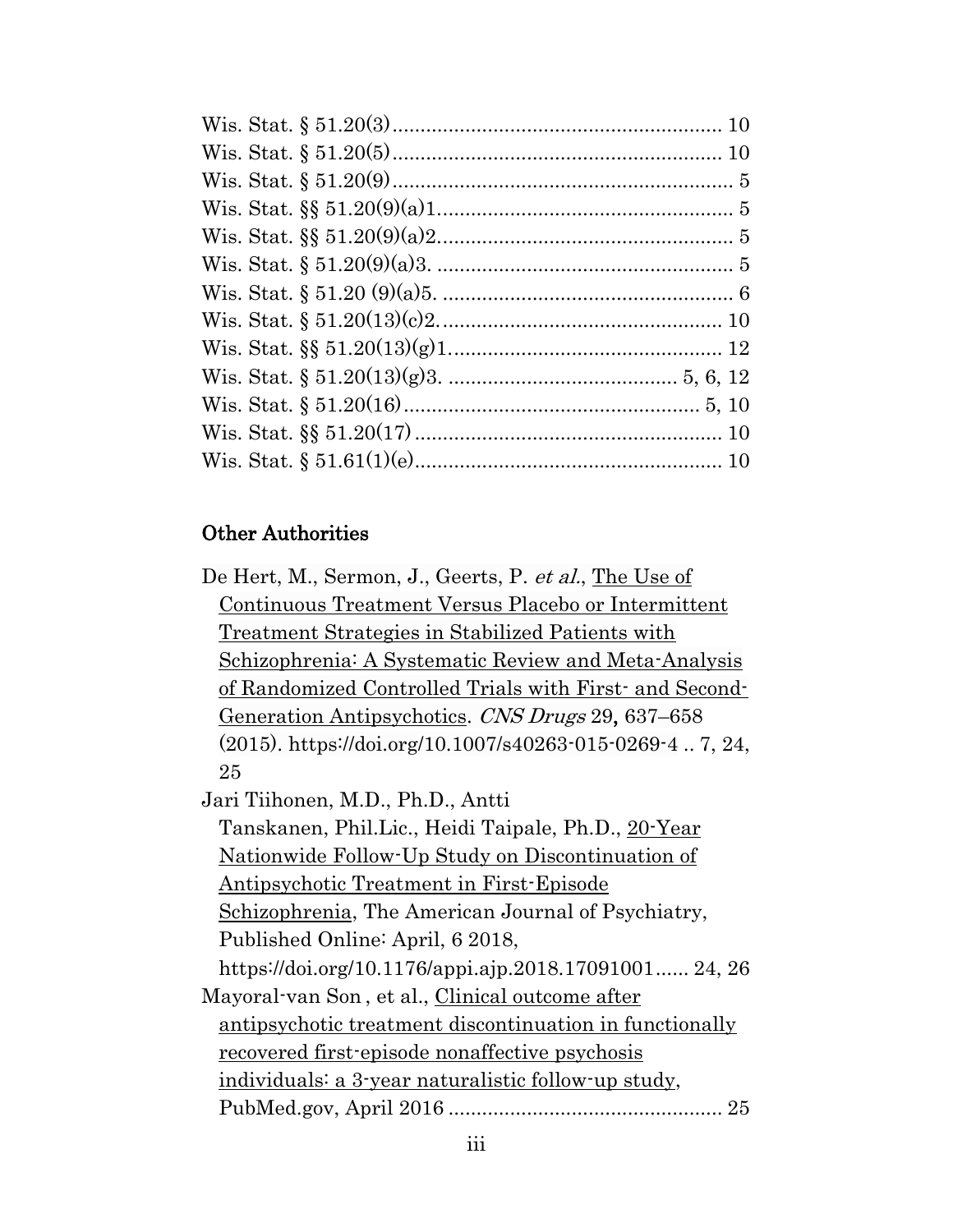Wis. Stat. § 51.20(3)........................................................ 10
Wis. Stat. § 51.20(5)........................................................ 10
Wis. Stat. § 51.20(9).......................................................... 5
Wis. Stat. §§ 51.20(9)(a)1.................................................. 5
Wis. Stat. §§ 51.20(9)(a)2.................................................. 5
Wis. Stat. § 51.20(9)(a)3. .................................................. 5
Wis. Stat. § 51.20 (9)(a)5. .................................................. 6
Wis. Stat. § 51.20(13)(c)2................................................. 10
Wis. Stat. §§ 51.20(13)(g)1............................................... 12
Wis. Stat. § 51.20(13)(g)3. ...................................... 5, 6, 12
Wis. Stat. § 51.20(16)................................................... 5, 10
Wis. Stat. §§ 51.20(17)..................................................... 10
Wis. Stat. § 51.61(1)(e)..................................................... 10

## Other Authorities

De Hert, M., Sermon, J., Geerts, P. *et al.*, The Use of Continuous Treatment Versus Placebo or Intermittent Treatment Strategies in Stabilized Patients with Schizophrenia: A Systematic Review and Meta-Analysis of Randomized Controlled Trials with First- and Second-Generation Antipsychotics. *CNS Drugs* 29, 637–658 (2015). https://doi.org/10.1007/s40263-015-0269-4 .. 7, 24, 25

Jari Tiihonen, M.D., Ph.D., Antti Tanskanen, Phil.Lic., Heidi Taipale, Ph.D., 20-Year Nationwide Follow-Up Study on Discontinuation of Antipsychotic Treatment in First-Episode Schizophrenia, The American Journal of Psychiatry, Published Online: April, 6 2018, https://doi.org/10.1176/appi.ajp.2018.17091001...... 24, 26

Mayoral-van Son , et al., Clinical outcome after antipsychotic treatment discontinuation in functionally recovered first-episode nonaffective psychosis individuals: a 3-year naturalistic follow-up study, PubMed.gov, April 2016 ................................................ 25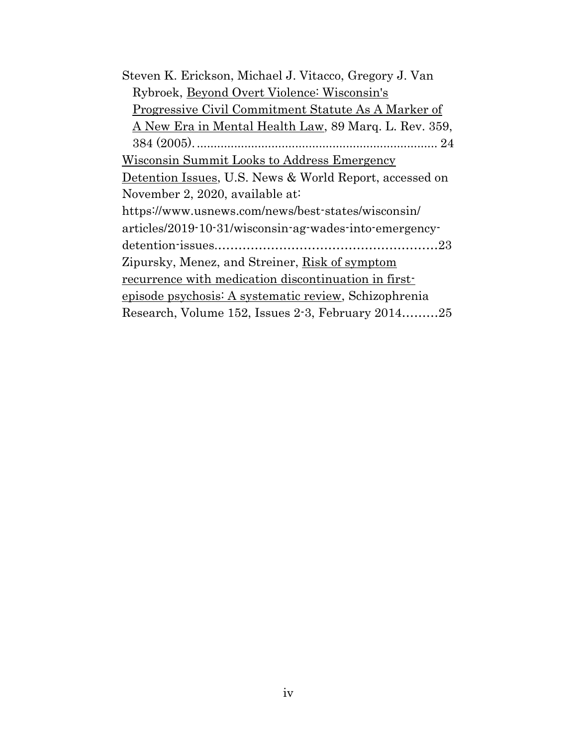Steven K. Erickson, Michael J. Vitacco, Gregory J. Van Rybroek, Beyond Overt Violence: Wisconsin's Progressive Civil Commitment Statute As A Marker of A New Era in Mental Health Law, 89 Marq. L. Rev. 359, 384 (2005). ........................................................................ 24

Wisconsin Summit Looks to Address Emergency Detention Issues, U.S. News & World Report, accessed on November 2, 2020, available at: https://www.usnews.com/news/best-states/wisconsin/articles/2019-10-31/wisconsin-ag-wades-into-emergency-detention-issues…………………………………………………23

Zipursky, Menez, and Streiner, Risk of symptom recurrence with medication discontinuation in first-episode psychosis: A systematic review, Schizophrenia Research, Volume 152, Issues 2-3, February 2014………25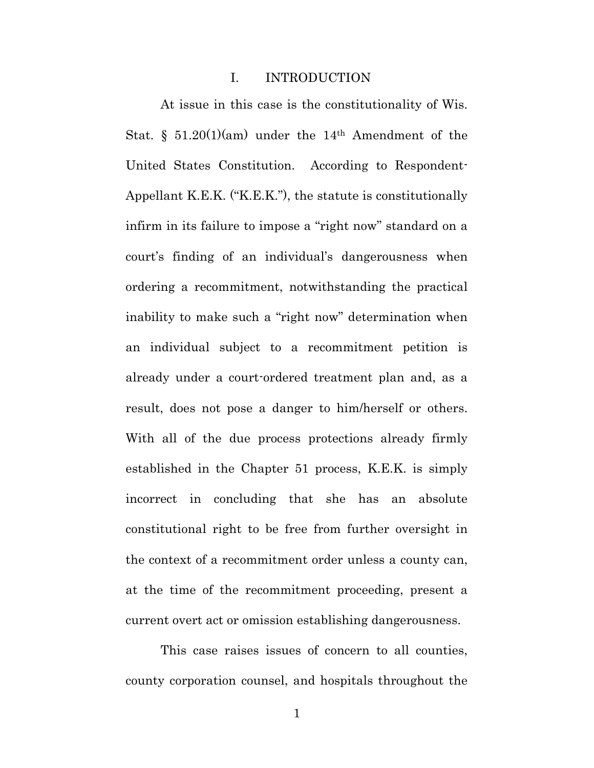# I. INTRODUCTION

At issue in this case is the constitutionality of Wis. Stat. § 51.20(1)(am) under the 14th Amendment of the United States Constitution. According to Respondent-Appellant K.E.K. ("K.E.K."), the statute is constitutionally infirm in its failure to impose a "right now" standard on a court's finding of an individual's dangerousness when ordering a recommitment, notwithstanding the practical inability to make such a "right now" determination when an individual subject to a recommitment petition is already under a court-ordered treatment plan and, as a result, does not pose a danger to him/herself or others. With all of the due process protections already firmly established in the Chapter 51 process, K.E.K. is simply incorrect in concluding that she has an absolute constitutional right to be free from further oversight in the context of a recommitment order unless a county can, at the time of the recommitment proceeding, present a current overt act or omission establishing dangerousness.

This case raises issues of concern to all counties, county corporation counsel, and hospitals throughout the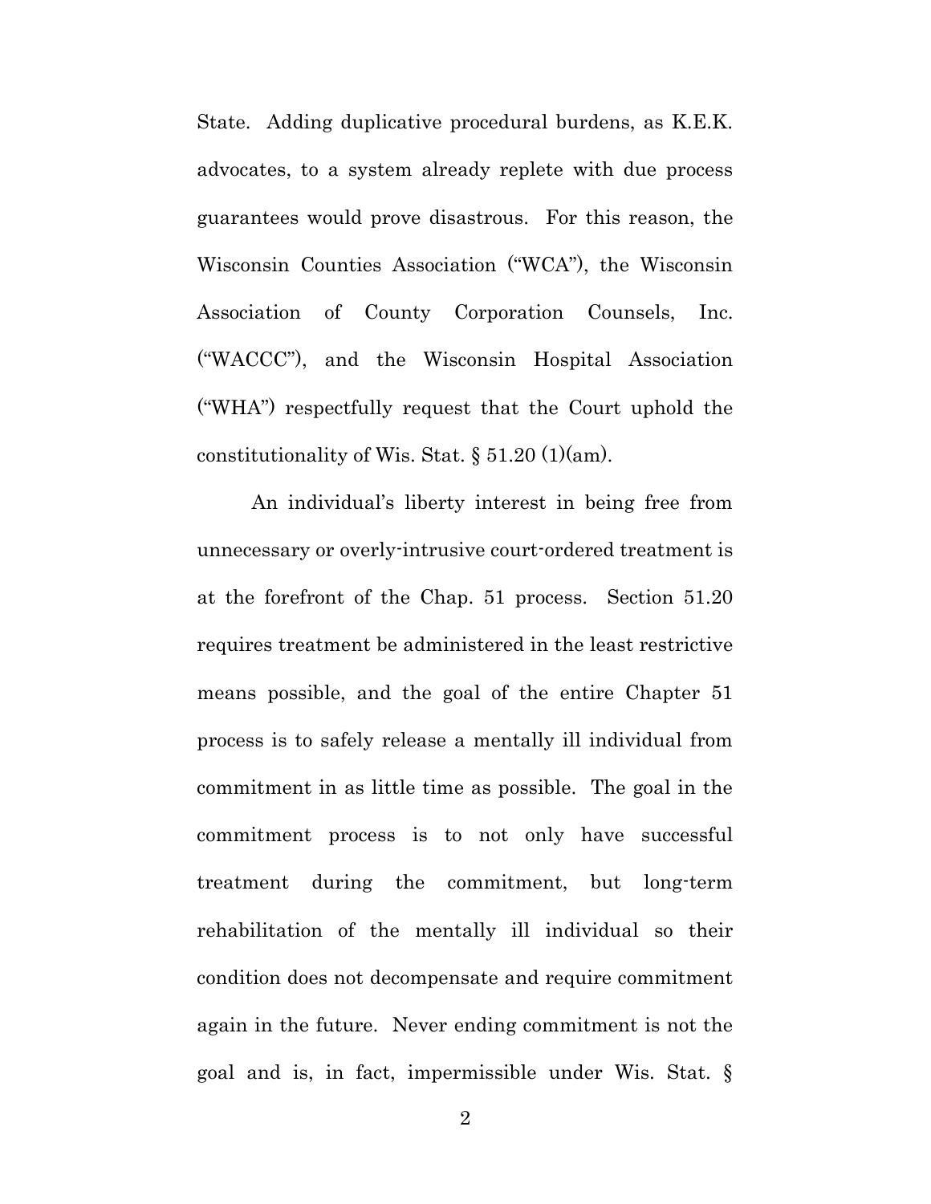State. Adding duplicative procedural burdens, as K.E.K. advocates, to a system already replete with due process guarantees would prove disastrous. For this reason, the Wisconsin Counties Association ("WCA"), the Wisconsin Association of County Corporation Counsels, Inc. ("WACCC"), and the Wisconsin Hospital Association ("WHA") respectfully request that the Court uphold the constitutionality of Wis. Stat. § 51.20 (1)(am).

An individual's liberty interest in being free from unnecessary or overly-intrusive court-ordered treatment is at the forefront of the Chap. 51 process. Section 51.20 requires treatment be administered in the least restrictive means possible, and the goal of the entire Chapter 51 process is to safely release a mentally ill individual from commitment in as little time as possible. The goal in the commitment process is to not only have successful treatment during the commitment, but long-term rehabilitation of the mentally ill individual so their condition does not decompensate and require commitment again in the future. Never ending commitment is not the goal and is, in fact, impermissible under Wis. Stat. §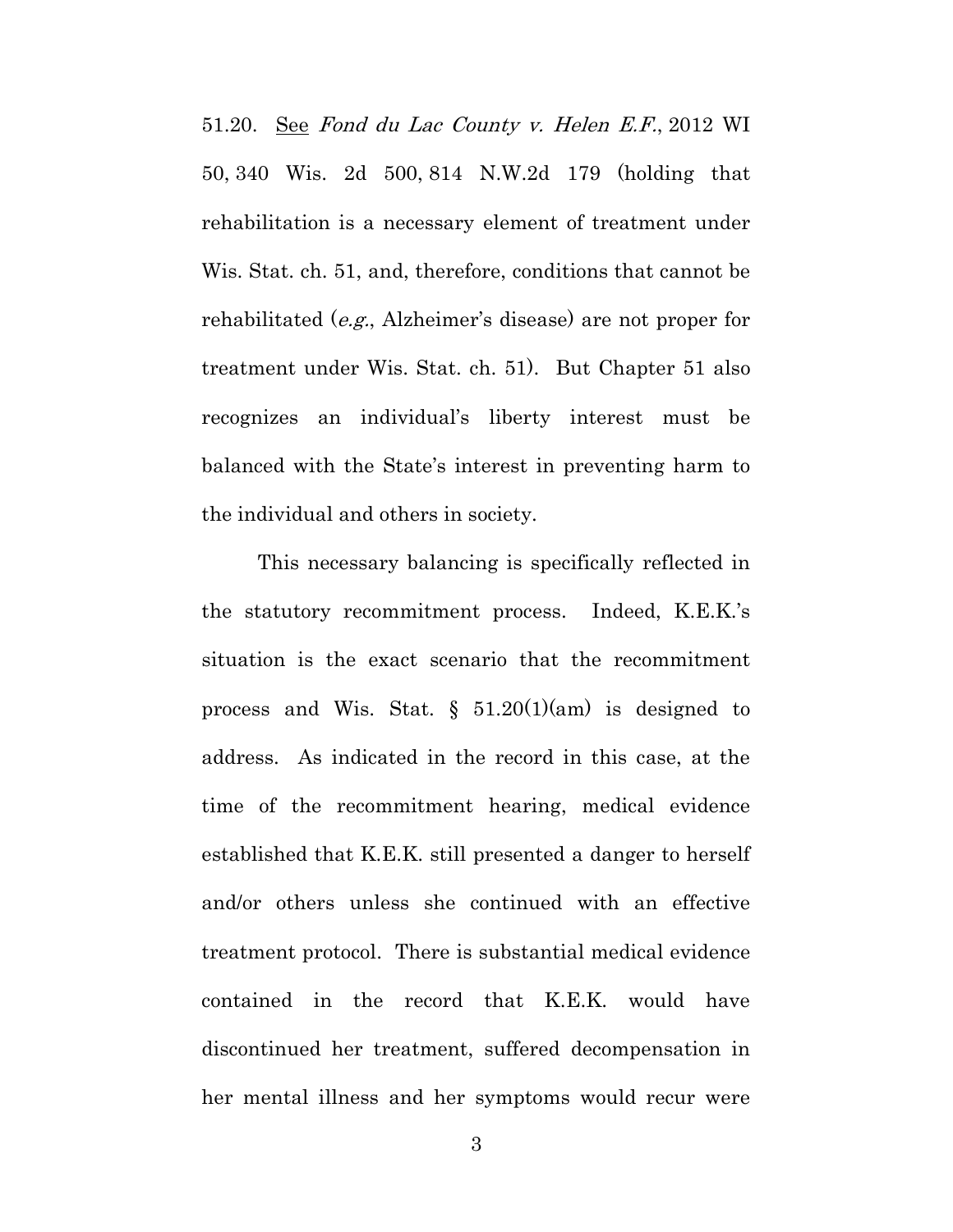51.20. See *Fond du Lac County v. Helen E.F.*, 2012 WI 50, 340 Wis. 2d 500, 814 N.W.2d 179 (holding that rehabilitation is a necessary element of treatment under Wis. Stat. ch. 51, and, therefore, conditions that cannot be rehabilitated (*e.g.*, Alzheimer's disease) are not proper for treatment under Wis. Stat. ch. 51). But Chapter 51 also recognizes an individual's liberty interest must be balanced with the State's interest in preventing harm to the individual and others in society.

This necessary balancing is specifically reflected in the statutory recommitment process. Indeed, K.E.K.'s situation is the exact scenario that the recommitment process and Wis. Stat. § 51.20(1)(am) is designed to address. As indicated in the record in this case, at the time of the recommitment hearing, medical evidence established that K.E.K. still presented a danger to herself and/or others unless she continued with an effective treatment protocol. There is substantial medical evidence contained in the record that K.E.K. would have discontinued her treatment, suffered decompensation in her mental illness and her symptoms would recur were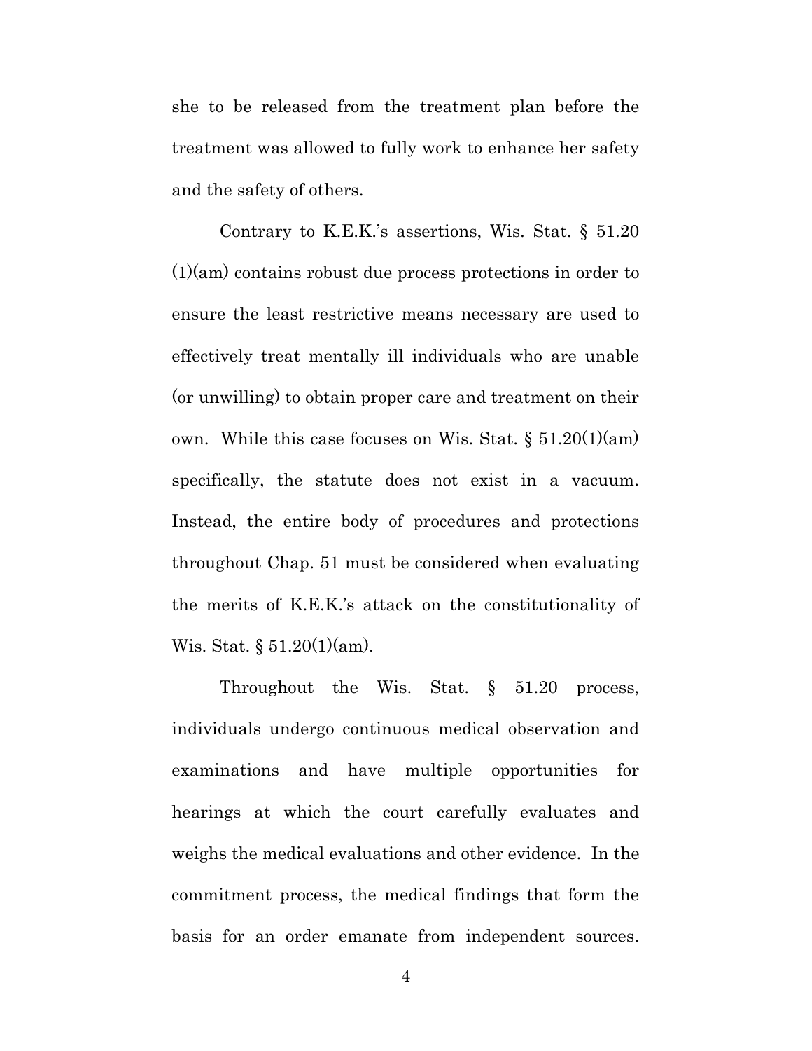she to be released from the treatment plan before the treatment was allowed to fully work to enhance her safety and the safety of others.

Contrary to K.E.K.'s assertions, Wis. Stat. § 51.20 (1)(am) contains robust due process protections in order to ensure the least restrictive means necessary are used to effectively treat mentally ill individuals who are unable (or unwilling) to obtain proper care and treatment on their own. While this case focuses on Wis. Stat. § 51.20(1)(am) specifically, the statute does not exist in a vacuum. Instead, the entire body of procedures and protections throughout Chap. 51 must be considered when evaluating the merits of K.E.K.'s attack on the constitutionality of Wis. Stat. § 51.20(1)(am).

Throughout the Wis. Stat. § 51.20 process, individuals undergo continuous medical observation and examinations and have multiple opportunities for hearings at which the court carefully evaluates and weighs the medical evaluations and other evidence. In the commitment process, the medical findings that form the basis for an order emanate from independent sources.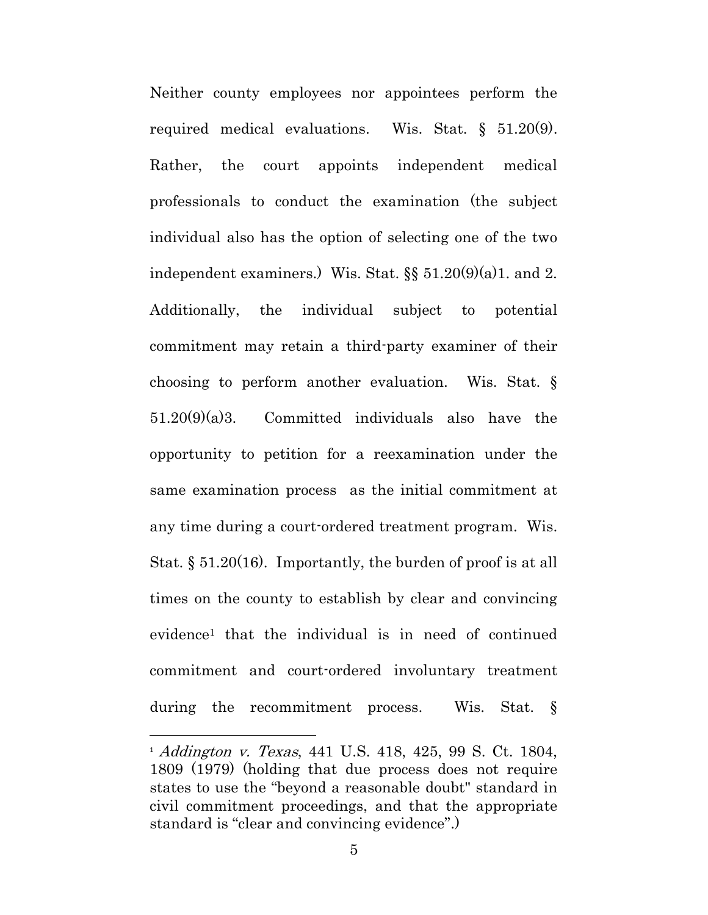Neither county employees nor appointees perform the required medical evaluations. Wis. Stat. § 51.20(9). Rather, the court appoints independent medical professionals to conduct the examination (the subject individual also has the option of selecting one of the two independent examiners.) Wis. Stat. §§ 51.20(9)(a)1. and 2. Additionally, the individual subject to potential commitment may retain a third-party examiner of their choosing to perform another evaluation. Wis. Stat. § 51.20(9)(a)3. Committed individuals also have the opportunity to petition for a reexamination under the same examination process as the initial commitment at any time during a court-ordered treatment program. Wis. Stat. § 51.20(16). Importantly, the burden of proof is at all times on the county to establish by clear and convincing evidence[1] that the individual is in need of continued commitment and court-ordered involuntary treatment during the recommitment process. Wis. Stat. §

---

[1] *Addington v. Texas*, 441 U.S. 418, 425, 99 S. Ct. 1804, 1809 (1979) (holding that due process does not require states to use the "beyond a reasonable doubt" standard in civil commitment proceedings, and that the appropriate standard is "clear and convincing evidence".)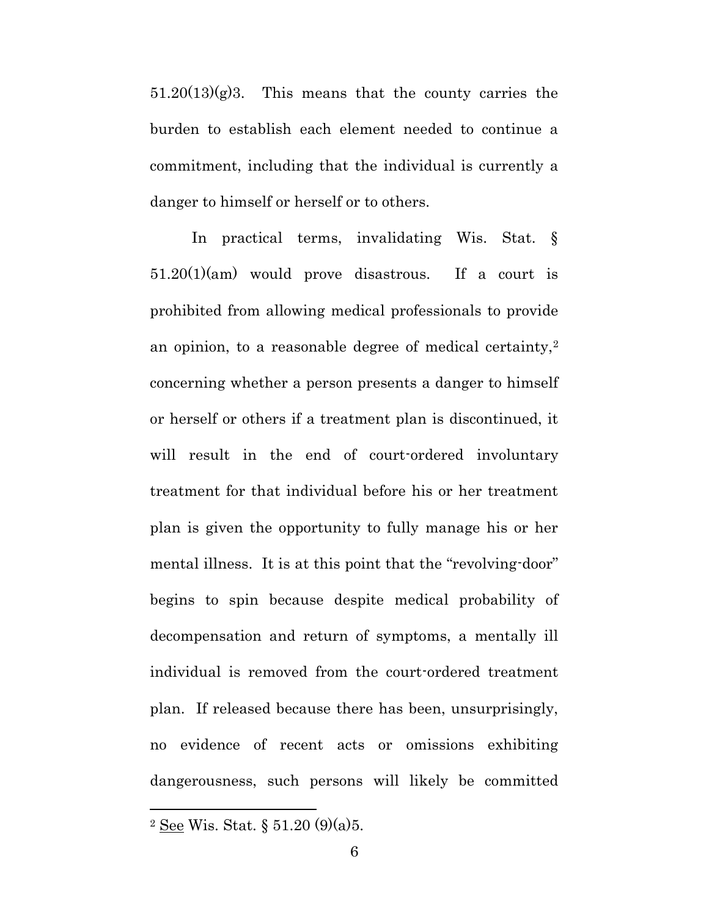51.20(13)(g)3. This means that the county carries the burden to establish each element needed to continue a commitment, including that the individual is currently a danger to himself or herself or to others.

In practical terms, invalidating Wis. Stat. § 51.20(1)(am) would prove disastrous. If a court is prohibited from allowing medical professionals to provide an opinion, to a reasonable degree of medical certainty,[2] concerning whether a person presents a danger to himself or herself or others if a treatment plan is discontinued, it will result in the end of court-ordered involuntary treatment for that individual before his or her treatment plan is given the opportunity to fully manage his or her mental illness. It is at this point that the "revolving-door" begins to spin because despite medical probability of decompensation and return of symptoms, a mentally ill individual is removed from the court-ordered treatment plan. If released because there has been, unsurprisingly, no evidence of recent acts or omissions exhibiting dangerousness, such persons will likely be committed

---

[2] See Wis. Stat. § 51.20 (9)(a)5.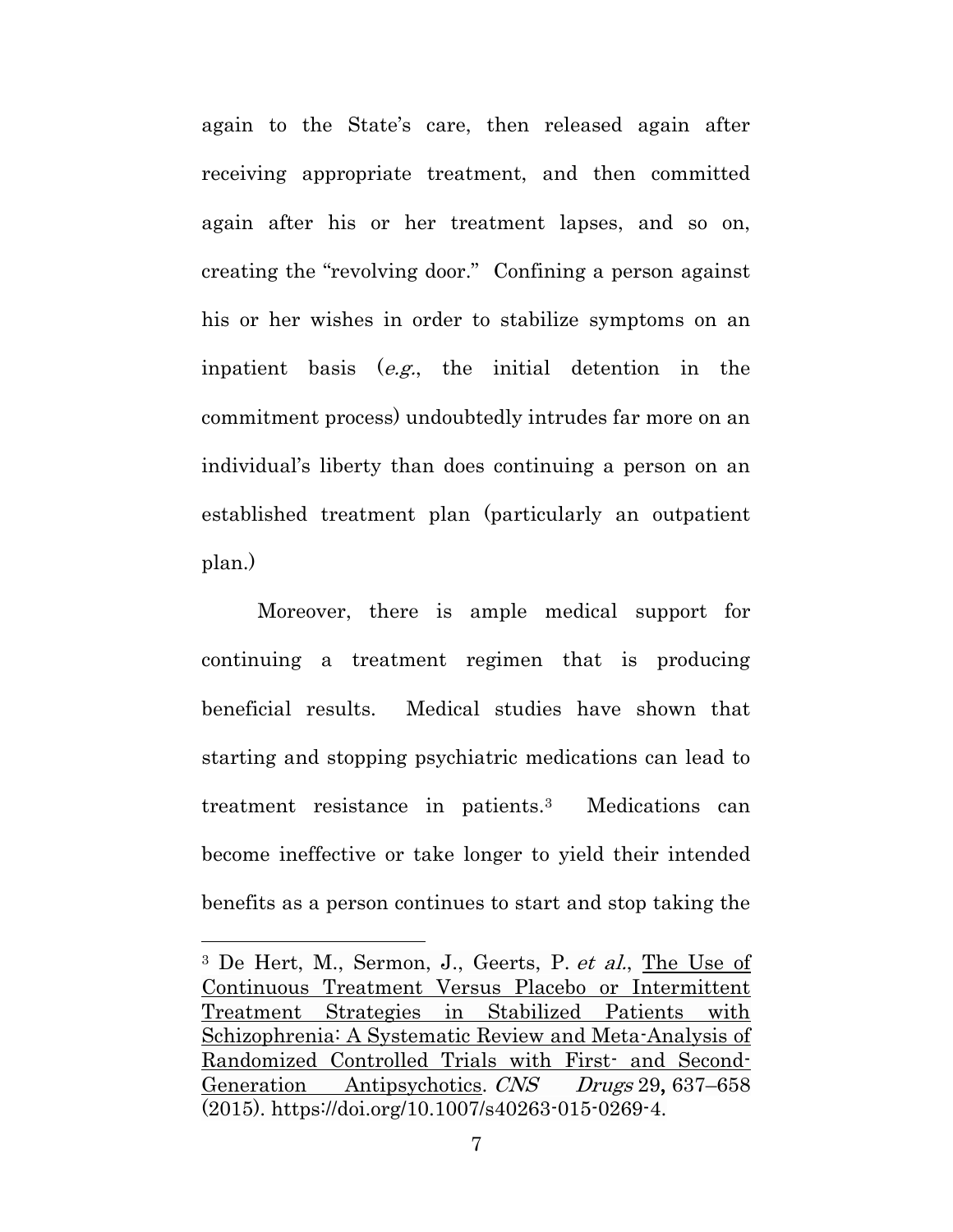again to the State's care, then released again after receiving appropriate treatment, and then committed again after his or her treatment lapses, and so on, creating the "revolving door." Confining a person against his or her wishes in order to stabilize symptoms on an inpatient basis (*e.g.*, the initial detention in the commitment process) undoubtedly intrudes far more on an individual's liberty than does continuing a person on an established treatment plan (particularly an outpatient plan.)

Moreover, there is ample medical support for continuing a treatment regimen that is producing beneficial results. Medical studies have shown that starting and stopping psychiatric medications can lead to treatment resistance in patients.[3] Medications can become ineffective or take longer to yield their intended benefits as a person continues to start and stop taking the

---

[3] De Hert, M., Sermon, J., Geerts, P. *et al.*, The Use of Continuous Treatment Versus Placebo or Intermittent Treatment Strategies in Stabilized Patients with Schizophrenia: A Systematic Review and Meta-Analysis of Randomized Controlled Trials with First- and Second-Generation Antipsychotics. *CNS Drugs* 29, 637–658 (2015). https://doi.org/10.1007/s40263-015-0269-4.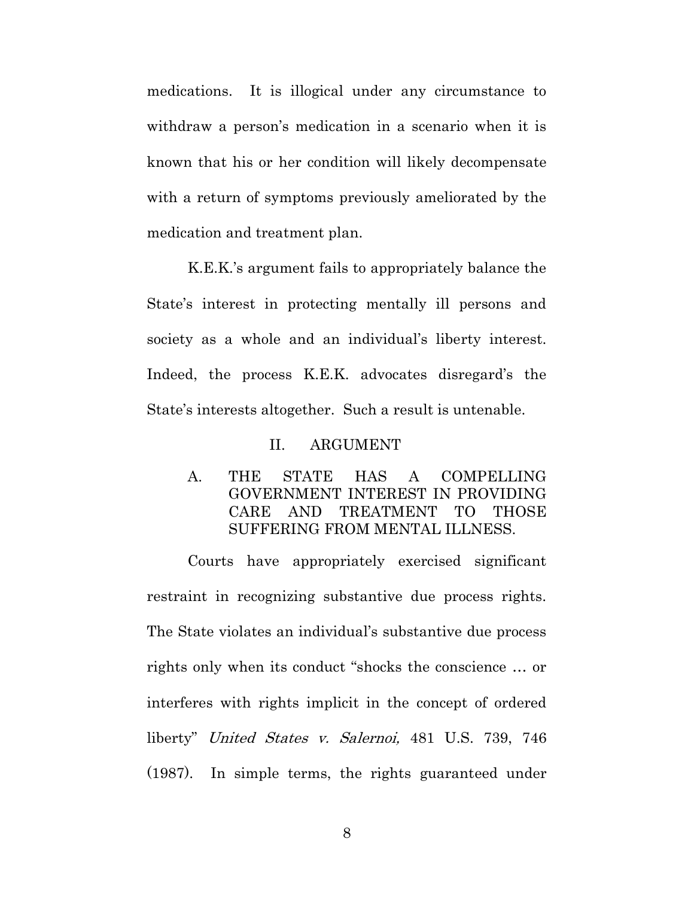medications. It is illogical under any circumstance to withdraw a person's medication in a scenario when it is known that his or her condition will likely decompensate with a return of symptoms previously ameliorated by the medication and treatment plan.

K.E.K.'s argument fails to appropriately balance the State's interest in protecting mentally ill persons and society as a whole and an individual's liberty interest. Indeed, the process K.E.K. advocates disregard's the State's interests altogether. Such a result is untenable.

## II. ARGUMENT

### A. THE STATE HAS A COMPELLING GOVERNMENT INTEREST IN PROVIDING CARE AND TREATMENT TO THOSE SUFFERING FROM MENTAL ILLNESS.

Courts have appropriately exercised significant restraint in recognizing substantive due process rights. The State violates an individual's substantive due process rights only when its conduct "shocks the conscience … or interferes with rights implicit in the concept of ordered liberty" *United States v. Salernoi,* 481 U.S. 739, 746 (1987). In simple terms, the rights guaranteed under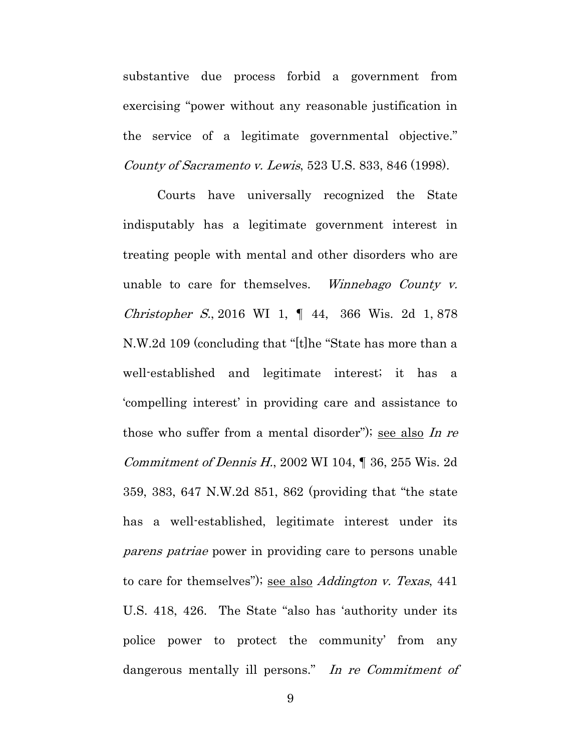substantive due process forbid a government from exercising "power without any reasonable justification in the service of a legitimate governmental objective." *County of Sacramento v. Lewis*, 523 U.S. 833, 846 (1998).

Courts have universally recognized the State indisputably has a legitimate government interest in treating people with mental and other disorders who are unable to care for themselves. *Winnebago County v. Christopher S.*, 2016 WI 1, ¶ 44, 366 Wis. 2d 1, 878 N.W.2d 109 (concluding that "[t]he "State has more than a well-established and legitimate interest; it has a 'compelling interest' in providing care and assistance to those who suffer from a mental disorder"); see also *In re Commitment of Dennis H.*, 2002 WI 104, ¶ 36, 255 Wis. 2d 359, 383, 647 N.W.2d 851, 862 (providing that "the state has a well-established, legitimate interest under its *parens patriae* power in providing care to persons unable to care for themselves"); see also *Addington v. Texas*, 441 U.S. 418, 426. The State "also has 'authority under its police power to protect the community' from any dangerous mentally ill persons." *In re Commitment of*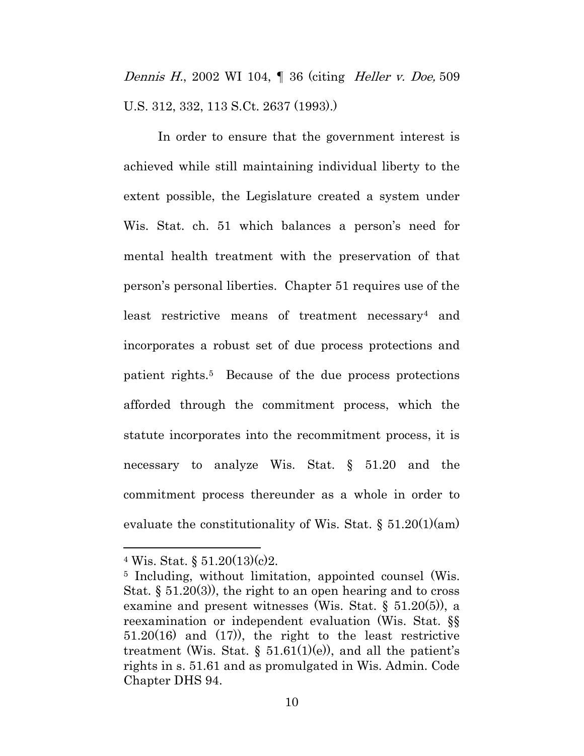*Dennis H.*, 2002 WI 104, ¶ 36 (citing *Heller v. Doe,* 509 U.S. 312, 332, 113 S.Ct. 2637 (1993).)

In order to ensure that the government interest is achieved while still maintaining individual liberty to the extent possible, the Legislature created a system under Wis. Stat. ch. 51 which balances a person's need for mental health treatment with the preservation of that person's personal liberties. Chapter 51 requires use of the least restrictive means of treatment necessary[4] and incorporates a robust set of due process protections and patient rights.[5] Because of the due process protections afforded through the commitment process, which the statute incorporates into the recommitment process, it is necessary to analyze Wis. Stat. § 51.20 and the commitment process thereunder as a whole in order to evaluate the constitutionality of Wis. Stat. § 51.20(1)(am)

---

[4] Wis. Stat. § 51.20(13)(c)2.

[5] Including, without limitation, appointed counsel (Wis. Stat. § 51.20(3)), the right to an open hearing and to cross examine and present witnesses (Wis. Stat. § 51.20(5)), a reexamination or independent evaluation (Wis. Stat. §§ 51.20(16) and (17)), the right to the least restrictive treatment (Wis. Stat. § 51.61(1)(e)), and all the patient's rights in s. 51.61 and as promulgated in Wis. Admin. Code Chapter DHS 94.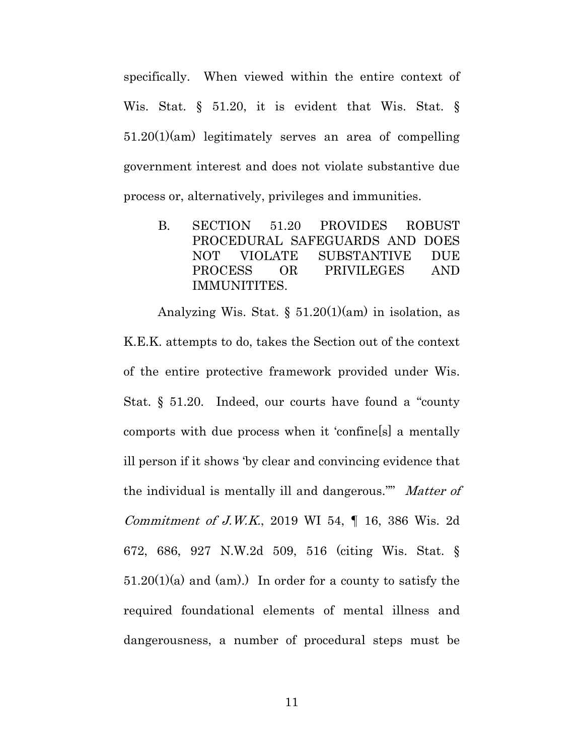specifically. When viewed within the entire context of Wis. Stat. § 51.20, it is evident that Wis. Stat. § 51.20(1)(am) legitimately serves an area of compelling government interest and does not violate substantive due process or, alternatively, privileges and immunities.

### B. SECTION 51.20 PROVIDES ROBUST PROCEDURAL SAFEGUARDS AND DOES NOT VIOLATE SUBSTANTIVE DUE PROCESS OR PRIVILEGES AND IMMUNITITES.

Analyzing Wis. Stat. § 51.20(1)(am) in isolation, as K.E.K. attempts to do, takes the Section out of the context of the entire protective framework provided under Wis. Stat. § 51.20. Indeed, our courts have found a "county comports with due process when it 'confine[s] a mentally ill person if it shows 'by clear and convincing evidence that the individual is mentally ill and dangerous.''" *Matter of Commitment of J.W.K.*, 2019 WI 54, ¶ 16, 386 Wis. 2d 672, 686, 927 N.W.2d 509, 516 (citing Wis. Stat. § 51.20(1)(a) and (am).) In order for a county to satisfy the required foundational elements of mental illness and dangerousness, a number of procedural steps must be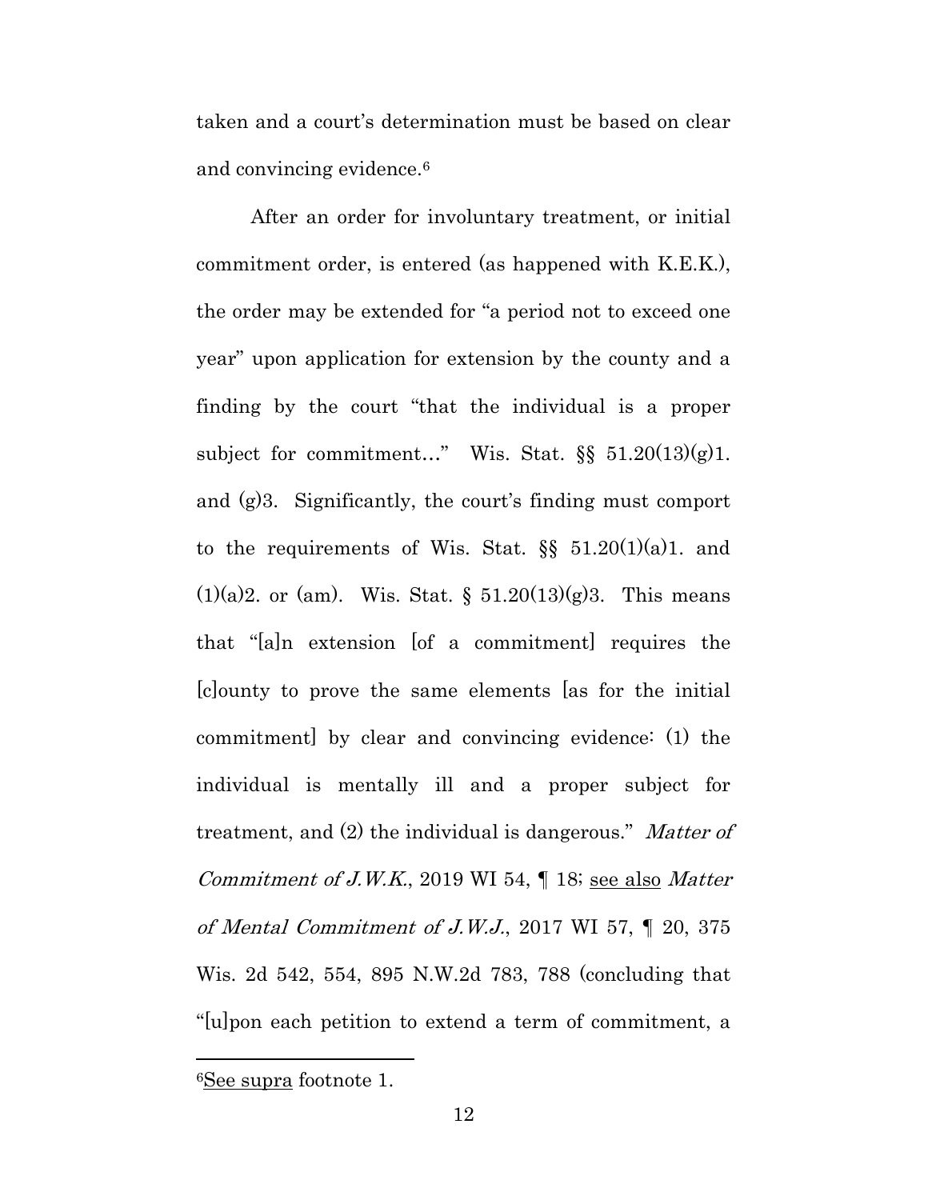taken and a court's determination must be based on clear and convincing evidence.[6]

After an order for involuntary treatment, or initial commitment order, is entered (as happened with K.E.K.), the order may be extended for "a period not to exceed one year" upon application for extension by the county and a finding by the court "that the individual is a proper subject for commitment…" Wis. Stat. §§ 51.20(13)(g)1. and (g)3. Significantly, the court's finding must comport to the requirements of Wis. Stat. §§ 51.20(1)(a)1. and (1)(a)2. or (am). Wis. Stat. § 51.20(13)(g)3. This means that "[a]n extension [of a commitment] requires the [c]ounty to prove the same elements [as for the initial commitment] by clear and convincing evidence: (1) the individual is mentally ill and a proper subject for treatment, and (2) the individual is dangerous." *Matter of Commitment of J.W.K.*, 2019 WI 54, ¶ 18; see also *Matter of Mental Commitment of J.W.J.*, 2017 WI 57, ¶ 20, 375 Wis. 2d 542, 554, 895 N.W.2d 783, 788 (concluding that "[u]pon each petition to extend a term of commitment, a

---

[6]See supra footnote 1.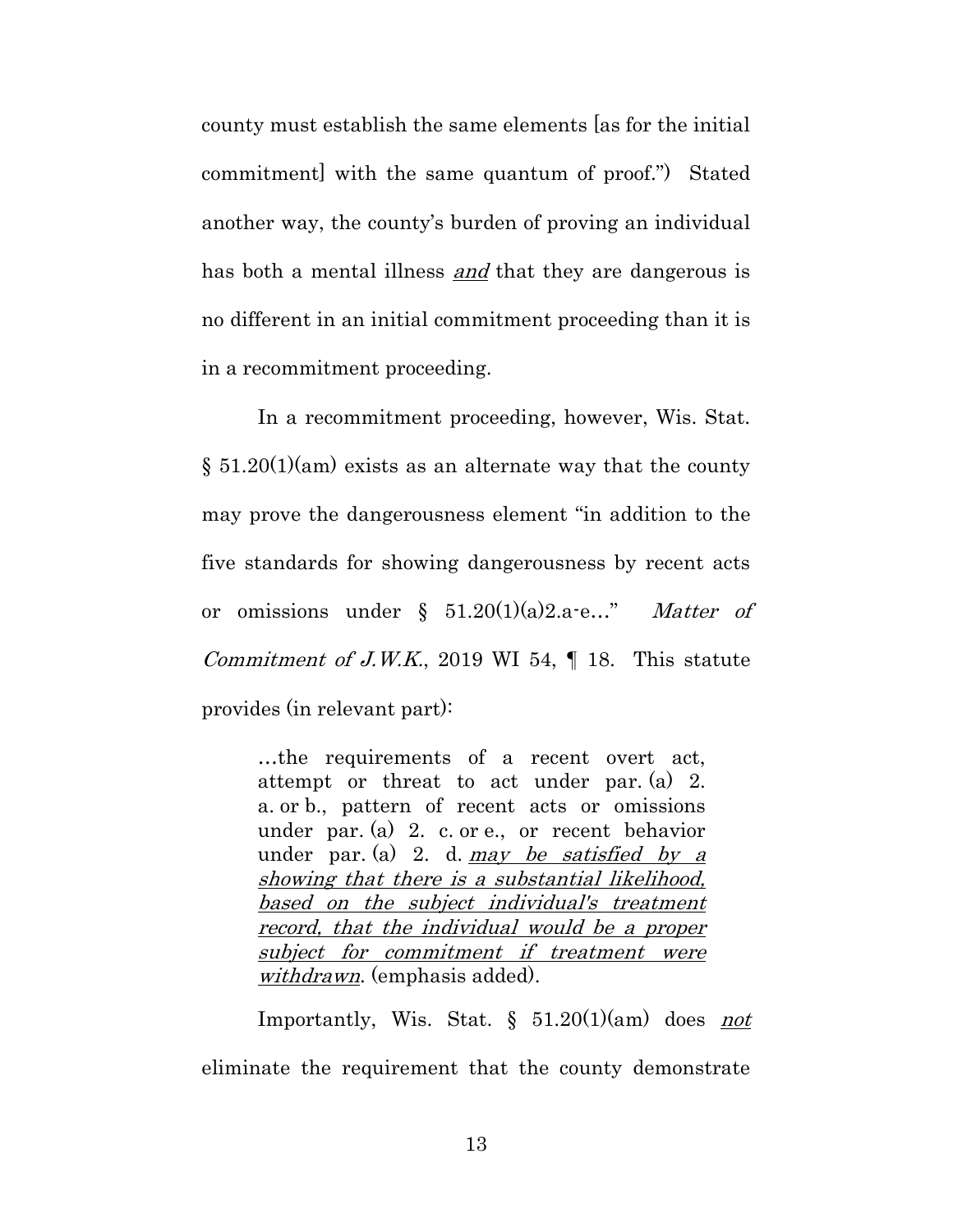county must establish the same elements [as for the initial commitment] with the same quantum of proof.") Stated another way, the county's burden of proving an individual has both a mental illness *and* that they are dangerous is no different in an initial commitment proceeding than it is in a recommitment proceeding.

In a recommitment proceeding, however, Wis. Stat. § 51.20(1)(am) exists as an alternate way that the county may prove the dangerousness element "in addition to the five standards for showing dangerousness by recent acts or omissions under § 51.20(1)(a)2.a-e…" *Matter of Commitment of J.W.K.*, 2019 WI 54, ¶ 18. This statute provides (in relevant part):

> …the requirements of a recent overt act, attempt or threat to act under par. (a) 2. a. or b., pattern of recent acts or omissions under par. (a) 2. c. or e., or recent behavior under par. (a) 2. d. *may be satisfied by a showing that there is a substantial likelihood, based on the subject individual's treatment record, that the individual would be a proper subject for commitment if treatment were withdrawn*. (emphasis added).

Importantly, Wis. Stat. § 51.20(1)(am) does *not* eliminate the requirement that the county demonstrate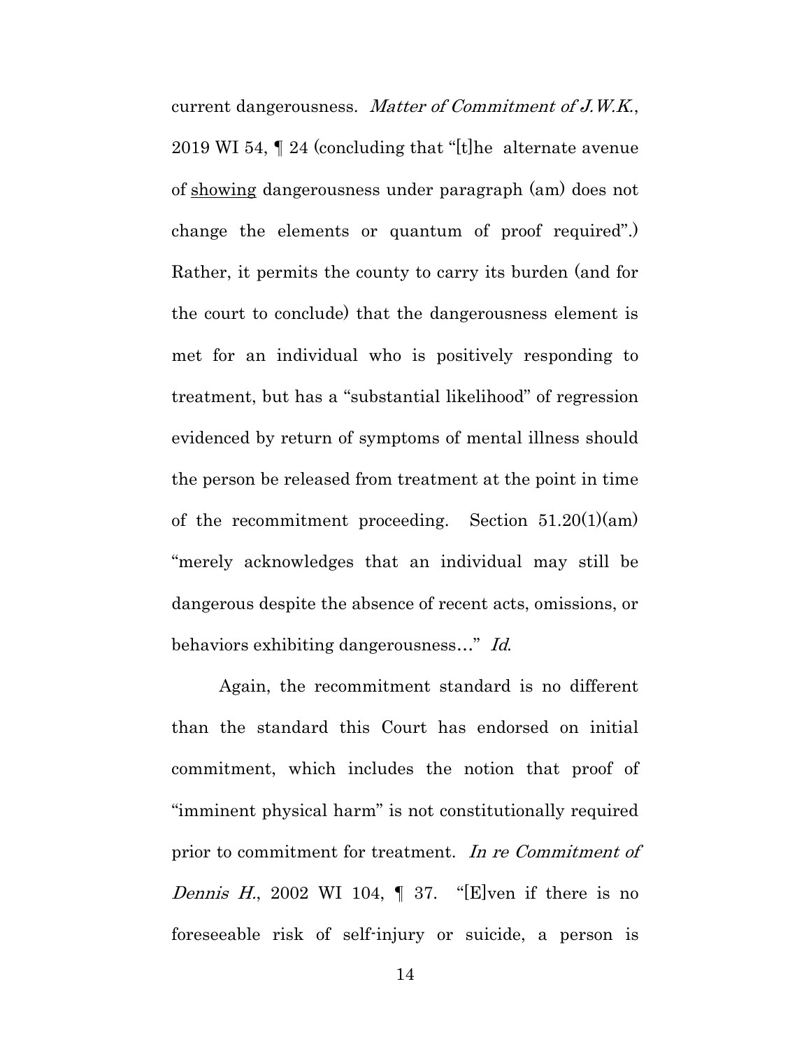current dangerousness. *Matter of Commitment of J.W.K.*, 2019 WI 54, ¶ 24 (concluding that "[t]he alternate avenue of <u>showing</u> dangerousness under paragraph (am) does not change the elements or quantum of proof required".) Rather, it permits the county to carry its burden (and for the court to conclude) that the dangerousness element is met for an individual who is positively responding to treatment, but has a "substantial likelihood" of regression evidenced by return of symptoms of mental illness should the person be released from treatment at the point in time of the recommitment proceeding. Section 51.20(1)(am) "merely acknowledges that an individual may still be dangerous despite the absence of recent acts, omissions, or behaviors exhibiting dangerousness…" *Id.*

Again, the recommitment standard is no different than the standard this Court has endorsed on initial commitment, which includes the notion that proof of "imminent physical harm" is not constitutionally required prior to commitment for treatment. *In re Commitment of Dennis H.*, 2002 WI 104, ¶ 37. "[E]ven if there is no foreseeable risk of self-injury or suicide, a person is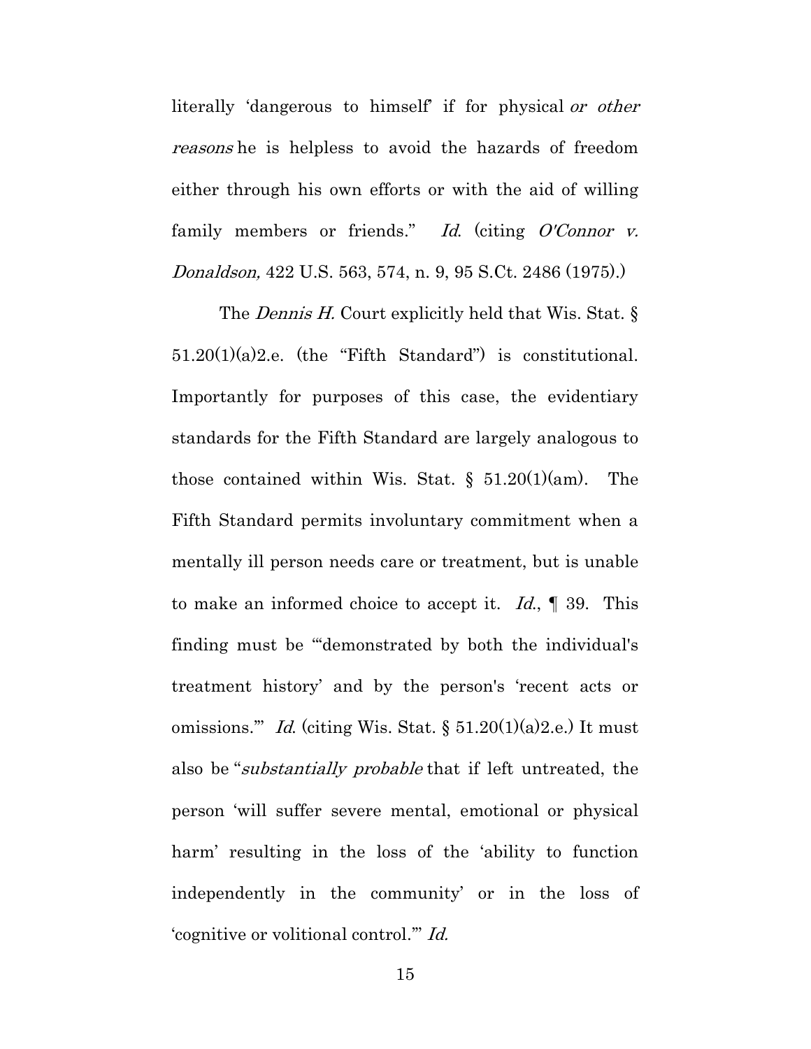literally 'dangerous to himself' if for physical *or other reasons* he is helpless to avoid the hazards of freedom either through his own efforts or with the aid of willing family members or friends." *Id.* (citing *O'Connor v. Donaldson,* 422 U.S. 563, 574, n. 9, 95 S.Ct. 2486 (1975).)

The *Dennis H.* Court explicitly held that Wis. Stat. § 51.20(1)(a)2.e. (the "Fifth Standard") is constitutional. Importantly for purposes of this case, the evidentiary standards for the Fifth Standard are largely analogous to those contained within Wis. Stat. § 51.20(1)(am). The Fifth Standard permits involuntary commitment when a mentally ill person needs care or treatment, but is unable to make an informed choice to accept it. *Id.*, ¶ 39. This finding must be "'demonstrated by both the individual's treatment history' and by the person's 'recent acts or omissions.'" *Id.* (citing Wis. Stat. § 51.20(1)(a)2.e.) It must also be "*substantially probable* that if left untreated, the person 'will suffer severe mental, emotional or physical harm' resulting in the loss of the 'ability to function independently in the community' or in the loss of 'cognitive or volitional control.'" *Id.*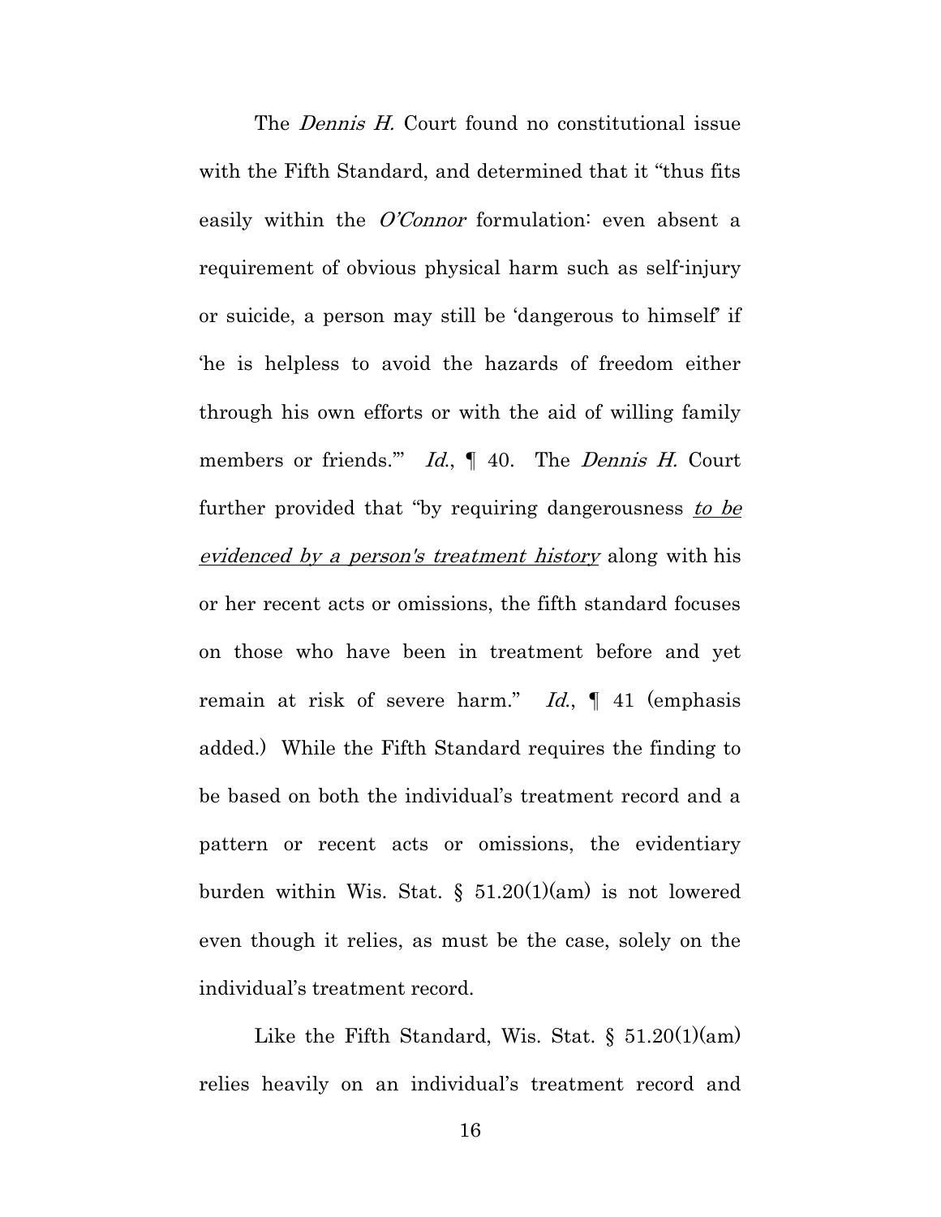The *Dennis H.* Court found no constitutional issue with the Fifth Standard, and determined that it "thus fits easily within the *O'Connor* formulation: even absent a requirement of obvious physical harm such as self-injury or suicide, a person may still be 'dangerous to himself' if 'he is helpless to avoid the hazards of freedom either through his own efforts or with the aid of willing family members or friends.'" *Id.*, ¶ 40. The *Dennis H.* Court further provided that "by requiring dangerousness *to be evidenced by a person's treatment history* along with his or her recent acts or omissions, the fifth standard focuses on those who have been in treatment before and yet remain at risk of severe harm." *Id.*, ¶ 41 (emphasis added.) While the Fifth Standard requires the finding to be based on both the individual's treatment record and a pattern or recent acts or omissions, the evidentiary burden within Wis. Stat. § 51.20(1)(am) is not lowered even though it relies, as must be the case, solely on the individual's treatment record.

Like the Fifth Standard, Wis. Stat. § 51.20(1)(am) relies heavily on an individual's treatment record and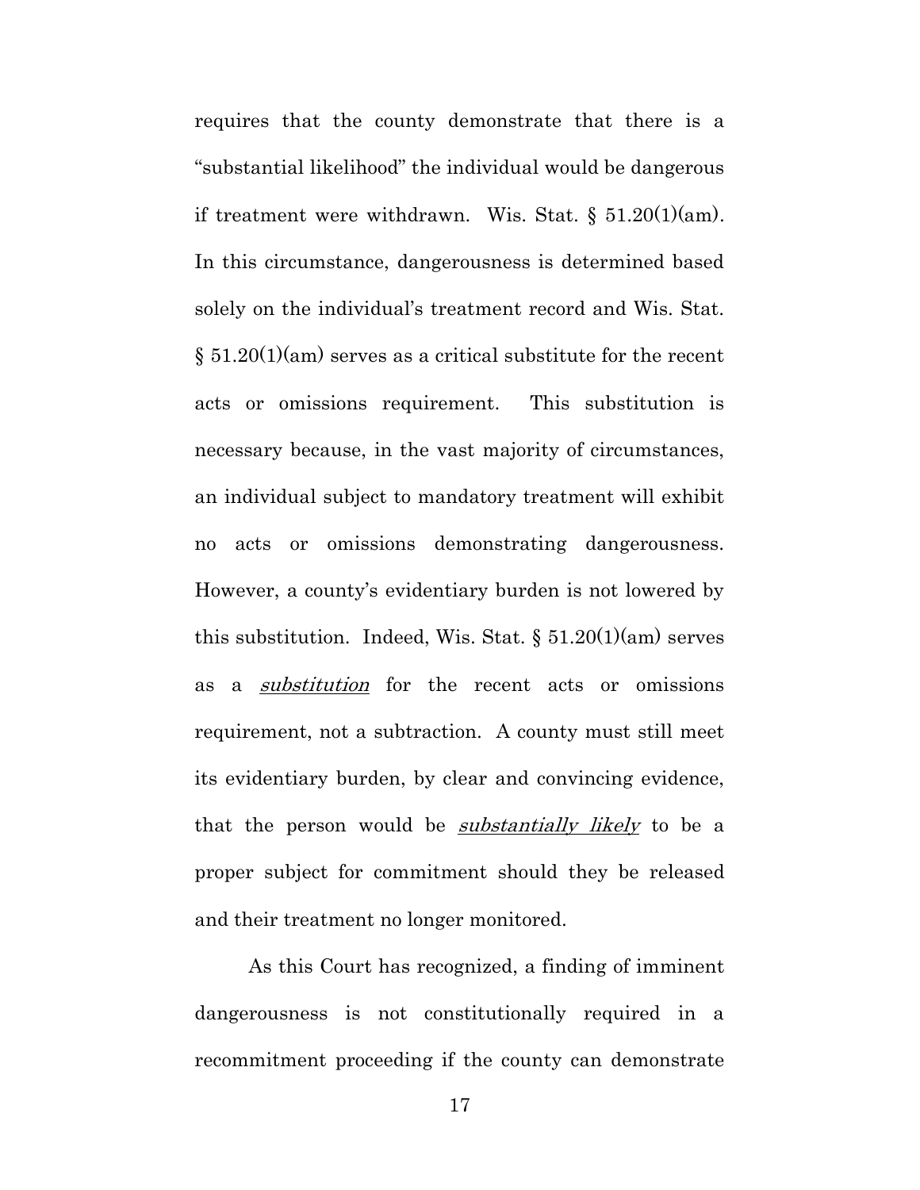requires that the county demonstrate that there is a "substantial likelihood" the individual would be dangerous if treatment were withdrawn. Wis. Stat. § 51.20(1)(am). In this circumstance, dangerousness is determined based solely on the individual's treatment record and Wis. Stat. § 51.20(1)(am) serves as a critical substitute for the recent acts or omissions requirement. This substitution is necessary because, in the vast majority of circumstances, an individual subject to mandatory treatment will exhibit no acts or omissions demonstrating dangerousness. However, a county's evidentiary burden is not lowered by this substitution. Indeed, Wis. Stat. § 51.20(1)(am) serves as a ***substitution*** for the recent acts or omissions requirement, not a subtraction. A county must still meet its evidentiary burden, by clear and convincing evidence, that the person would be ***substantially likely*** to be a proper subject for commitment should they be released and their treatment no longer monitored.

As this Court has recognized, a finding of imminent dangerousness is not constitutionally required in a recommitment proceeding if the county can demonstrate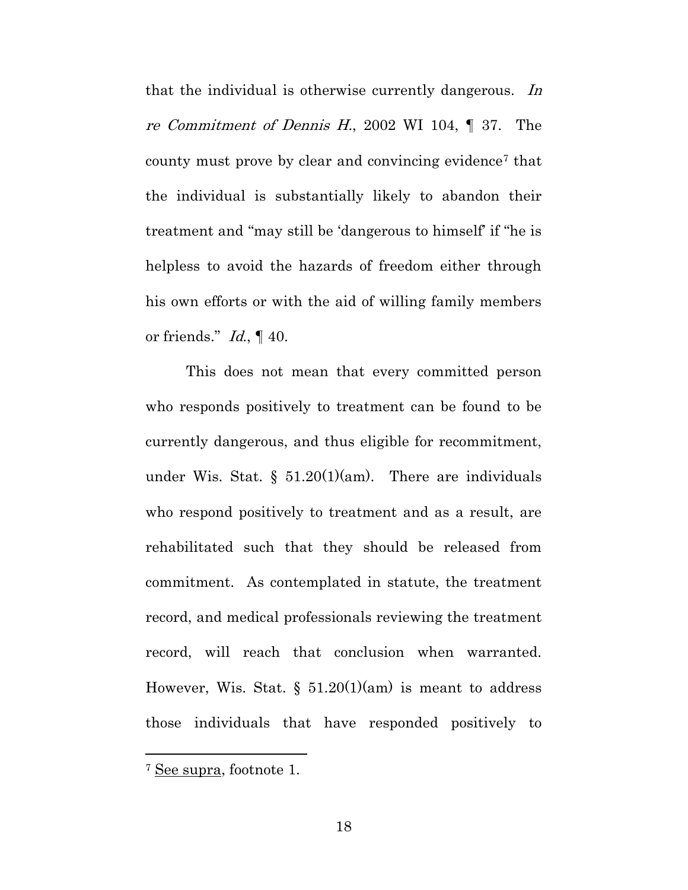that the individual is otherwise currently dangerous. *In re Commitment of Dennis H.*, 2002 WI 104, ¶ 37. The county must prove by clear and convincing evidence[7] that the individual is substantially likely to abandon their treatment and "may still be 'dangerous to himself' if "he is helpless to avoid the hazards of freedom either through his own efforts or with the aid of willing family members or friends." *Id.*, ¶ 40.

This does not mean that every committed person who responds positively to treatment can be found to be currently dangerous, and thus eligible for recommitment, under Wis. Stat. § 51.20(1)(am). There are individuals who respond positively to treatment and as a result, are rehabilitated such that they should be released from commitment. As contemplated in statute, the treatment record, and medical professionals reviewing the treatment record, will reach that conclusion when warranted. However, Wis. Stat. § 51.20(1)(am) is meant to address those individuals that have responded positively to

[7] See supra, footnote 1.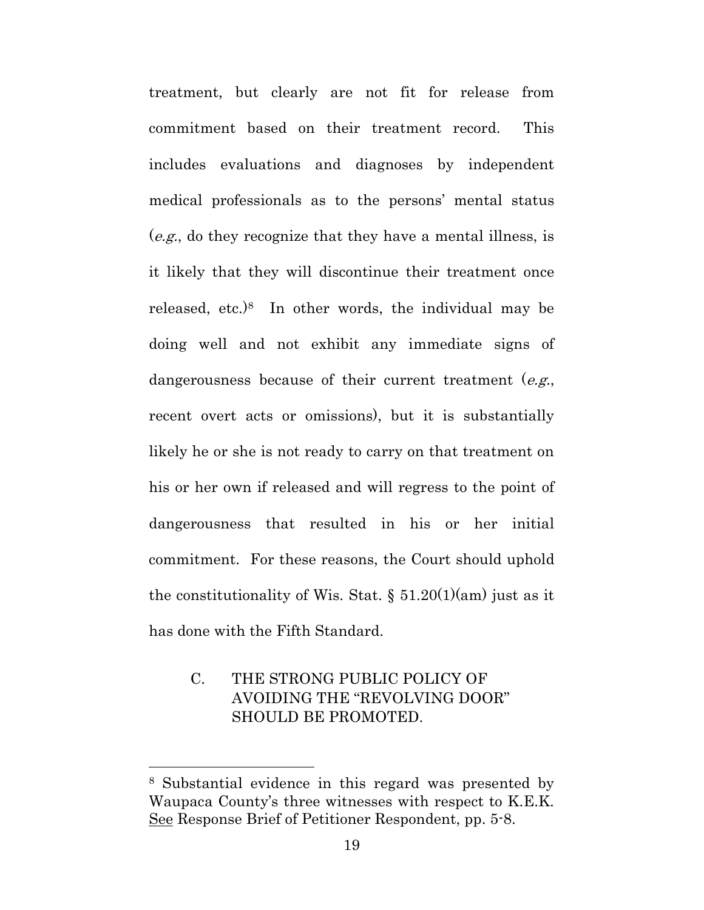treatment, but clearly are not fit for release from commitment based on their treatment record. This includes evaluations and diagnoses by independent medical professionals as to the persons' mental status (*e.g.*, do they recognize that they have a mental illness, is it likely that they will discontinue their treatment once released, etc.)[8] In other words, the individual may be doing well and not exhibit any immediate signs of dangerousness because of their current treatment (*e.g.*, recent overt acts or omissions), but it is substantially likely he or she is not ready to carry on that treatment on his or her own if released and will regress to the point of dangerousness that resulted in his or her initial commitment. For these reasons, the Court should uphold the constitutionality of Wis. Stat. § 51.20(1)(am) just as it has done with the Fifth Standard.

### C. THE STRONG PUBLIC POLICY OF AVOIDING THE "REVOLVING DOOR" SHOULD BE PROMOTED.

---

[8] Substantial evidence in this regard was presented by Waupaca County's three witnesses with respect to K.E.K. See Response Brief of Petitioner Respondent, pp. 5-8.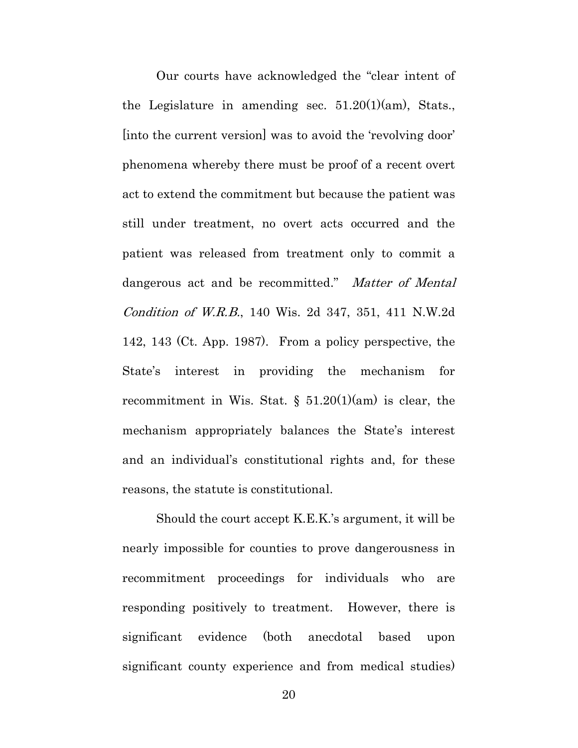Our courts have acknowledged the "clear intent of the Legislature in amending sec. 51.20(1)(am), Stats., [into the current version] was to avoid the 'revolving door' phenomena whereby there must be proof of a recent overt act to extend the commitment but because the patient was still under treatment, no overt acts occurred and the patient was released from treatment only to commit a dangerous act and be recommitted." *Matter of Mental Condition of W.R.B.*, 140 Wis. 2d 347, 351, 411 N.W.2d 142, 143 (Ct. App. 1987). From a policy perspective, the State's interest in providing the mechanism for recommitment in Wis. Stat. § 51.20(1)(am) is clear, the mechanism appropriately balances the State's interest and an individual's constitutional rights and, for these reasons, the statute is constitutional.

Should the court accept K.E.K.'s argument, it will be nearly impossible for counties to prove dangerousness in recommitment proceedings for individuals who are responding positively to treatment. However, there is significant evidence (both anecdotal based upon significant county experience and from medical studies)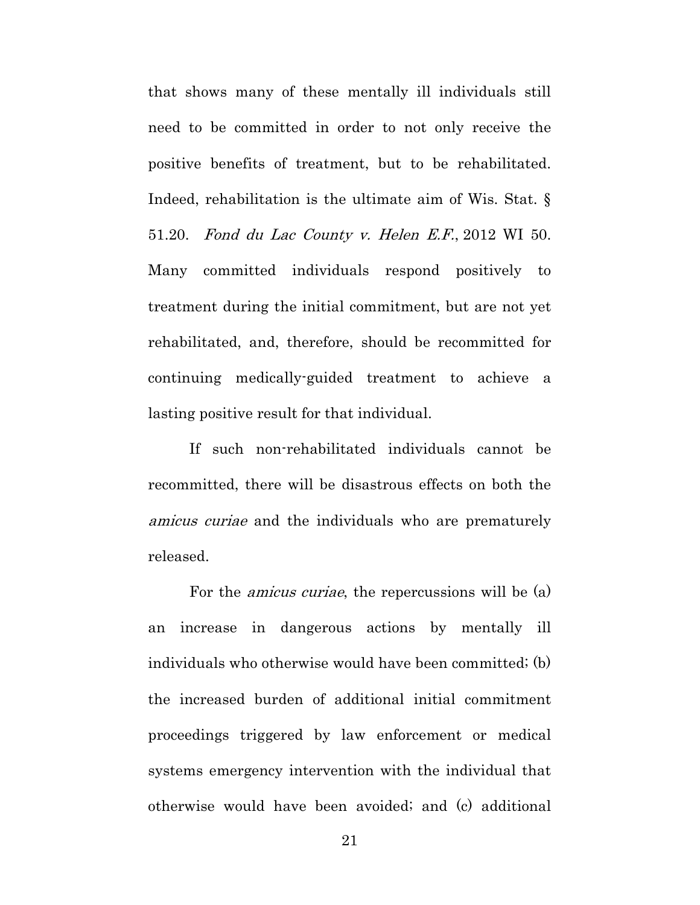that shows many of these mentally ill individuals still need to be committed in order to not only receive the positive benefits of treatment, but to be rehabilitated. Indeed, rehabilitation is the ultimate aim of Wis. Stat. § 51.20. *Fond du Lac County v. Helen E.F.*, 2012 WI 50. Many committed individuals respond positively to treatment during the initial commitment, but are not yet rehabilitated, and, therefore, should be recommitted for continuing medically-guided treatment to achieve a lasting positive result for that individual.

If such non-rehabilitated individuals cannot be recommitted, there will be disastrous effects on both the *amicus curiae* and the individuals who are prematurely released.

For the *amicus curiae*, the repercussions will be (a) an increase in dangerous actions by mentally ill individuals who otherwise would have been committed; (b) the increased burden of additional initial commitment proceedings triggered by law enforcement or medical systems emergency intervention with the individual that otherwise would have been avoided; and (c) additional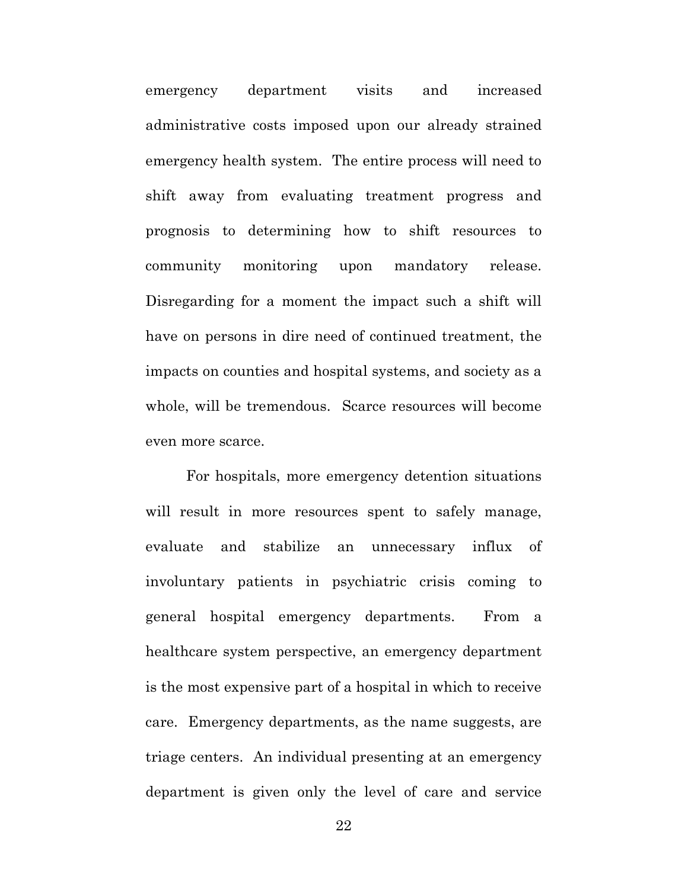emergency department visits and increased administrative costs imposed upon our already strained emergency health system. The entire process will need to shift away from evaluating treatment progress and prognosis to determining how to shift resources to community monitoring upon mandatory release. Disregarding for a moment the impact such a shift will have on persons in dire need of continued treatment, the impacts on counties and hospital systems, and society as a whole, will be tremendous. Scarce resources will become even more scarce.

For hospitals, more emergency detention situations will result in more resources spent to safely manage, evaluate and stabilize an unnecessary influx of involuntary patients in psychiatric crisis coming to general hospital emergency departments. From a healthcare system perspective, an emergency department is the most expensive part of a hospital in which to receive care. Emergency departments, as the name suggests, are triage centers. An individual presenting at an emergency department is given only the level of care and service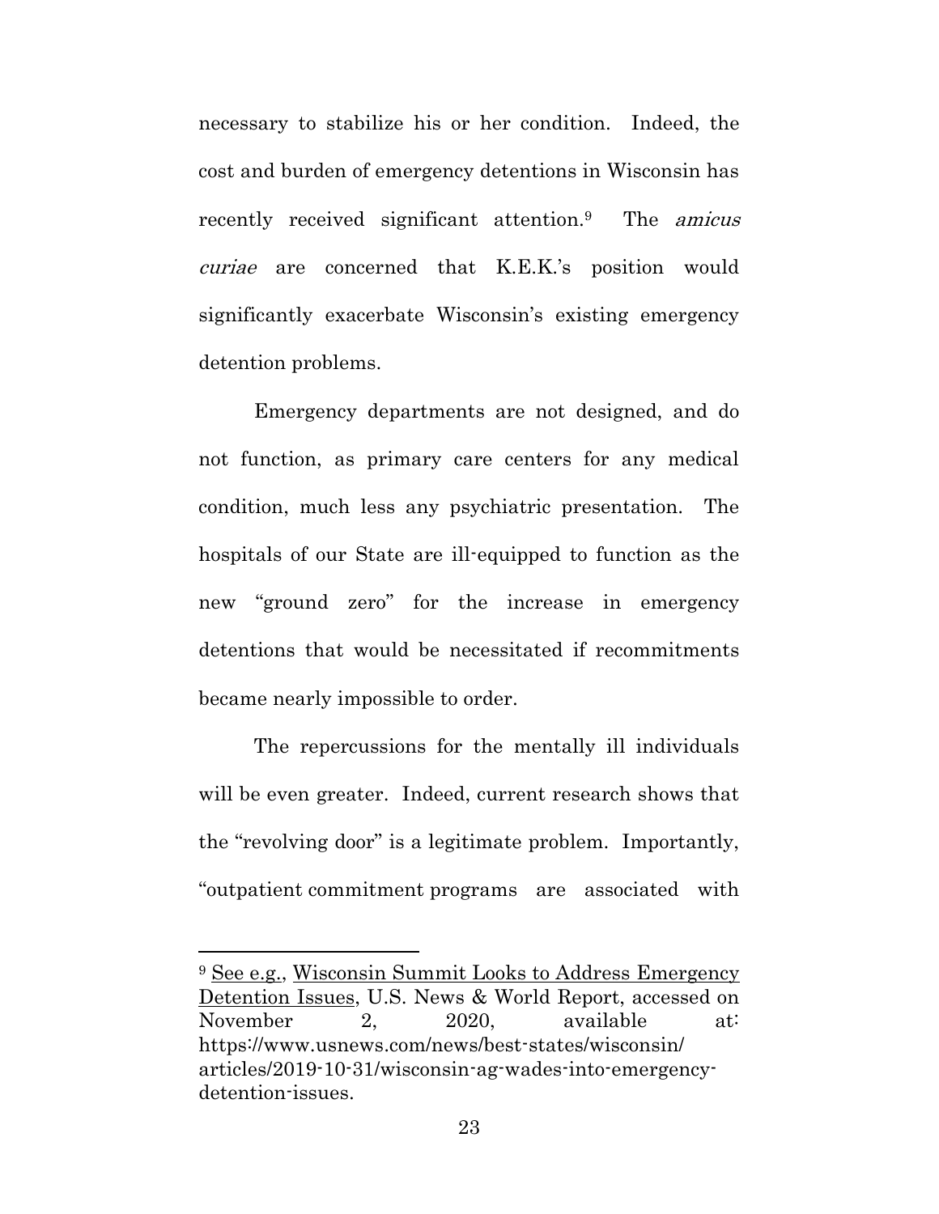necessary to stabilize his or her condition. Indeed, the cost and burden of emergency detentions in Wisconsin has recently received significant attention.[9] The *amicus curiae* are concerned that K.E.K.'s position would significantly exacerbate Wisconsin's existing emergency detention problems.

Emergency departments are not designed, and do not function, as primary care centers for any medical condition, much less any psychiatric presentation. The hospitals of our State are ill-equipped to function as the new "ground zero" for the increase in emergency detentions that would be necessitated if recommitments became nearly impossible to order.

The repercussions for the mentally ill individuals will be even greater. Indeed, current research shows that the "revolving door" is a legitimate problem. Importantly, "outpatient commitment programs are associated with

---

[9] See e.g., Wisconsin Summit Looks to Address Emergency Detention Issues, U.S. News & World Report, accessed on November 2, 2020, available at: https://www.usnews.com/news/best-states/wisconsin/articles/2019-10-31/wisconsin-ag-wades-into-emergency-detention-issues.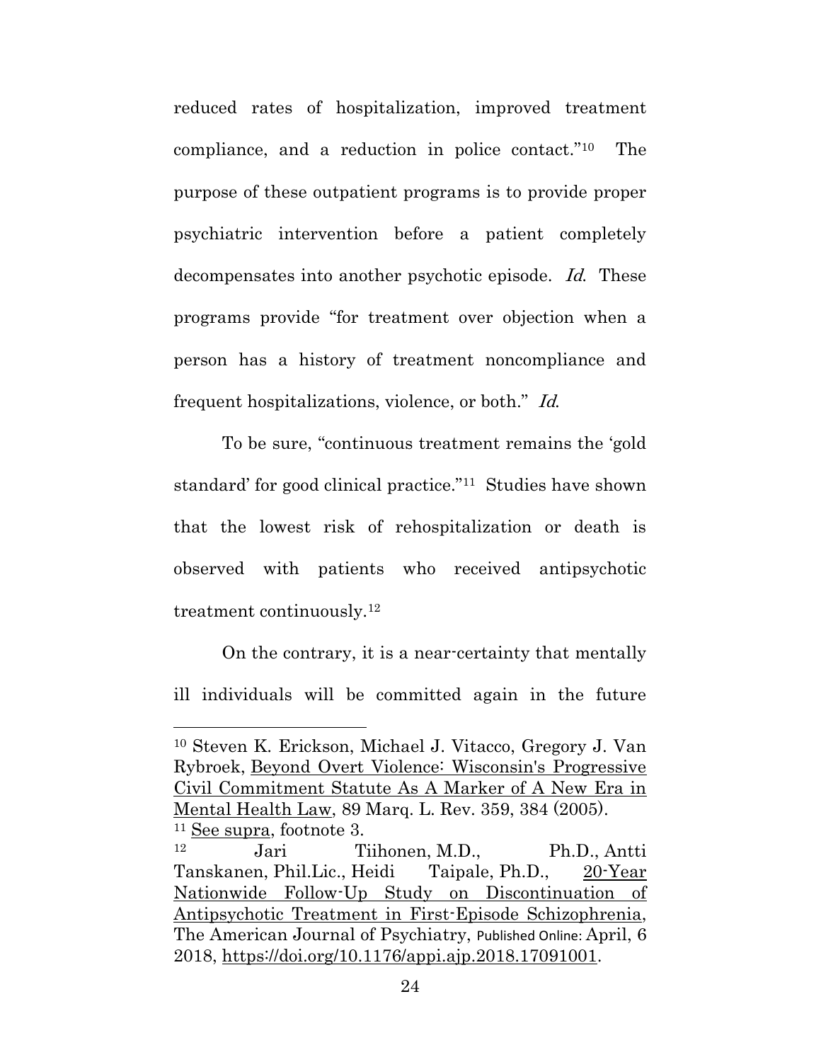reduced rates of hospitalization, improved treatment compliance, and a reduction in police contact."[10] The purpose of these outpatient programs is to provide proper psychiatric intervention before a patient completely decompensates into another psychotic episode. *Id.* These programs provide "for treatment over objection when a person has a history of treatment noncompliance and frequent hospitalizations, violence, or both." *Id.*

To be sure, "continuous treatment remains the 'gold standard' for good clinical practice."[11] Studies have shown that the lowest risk of rehospitalization or death is observed with patients who received antipsychotic treatment continuously.[12]

On the contrary, it is a near-certainty that mentally ill individuals will be committed again in the future

---

[10] Steven K. Erickson, Michael J. Vitacco, Gregory J. Van Rybroek, Beyond Overt Violence: Wisconsin's Progressive Civil Commitment Statute As A Marker of A New Era in Mental Health Law, 89 Marq. L. Rev. 359, 384 (2005).

[11] See supra, footnote 3.

[12] Jari Tiihonen, M.D., Ph.D., Antti Tanskanen, Phil.Lic., Heidi Taipale, Ph.D., 20-Year Nationwide Follow-Up Study on Discontinuation of Antipsychotic Treatment in First-Episode Schizophrenia, The American Journal of Psychiatry, Published Online: April, 6 2018, https://doi.org/10.1176/appi.ajp.2018.17091001.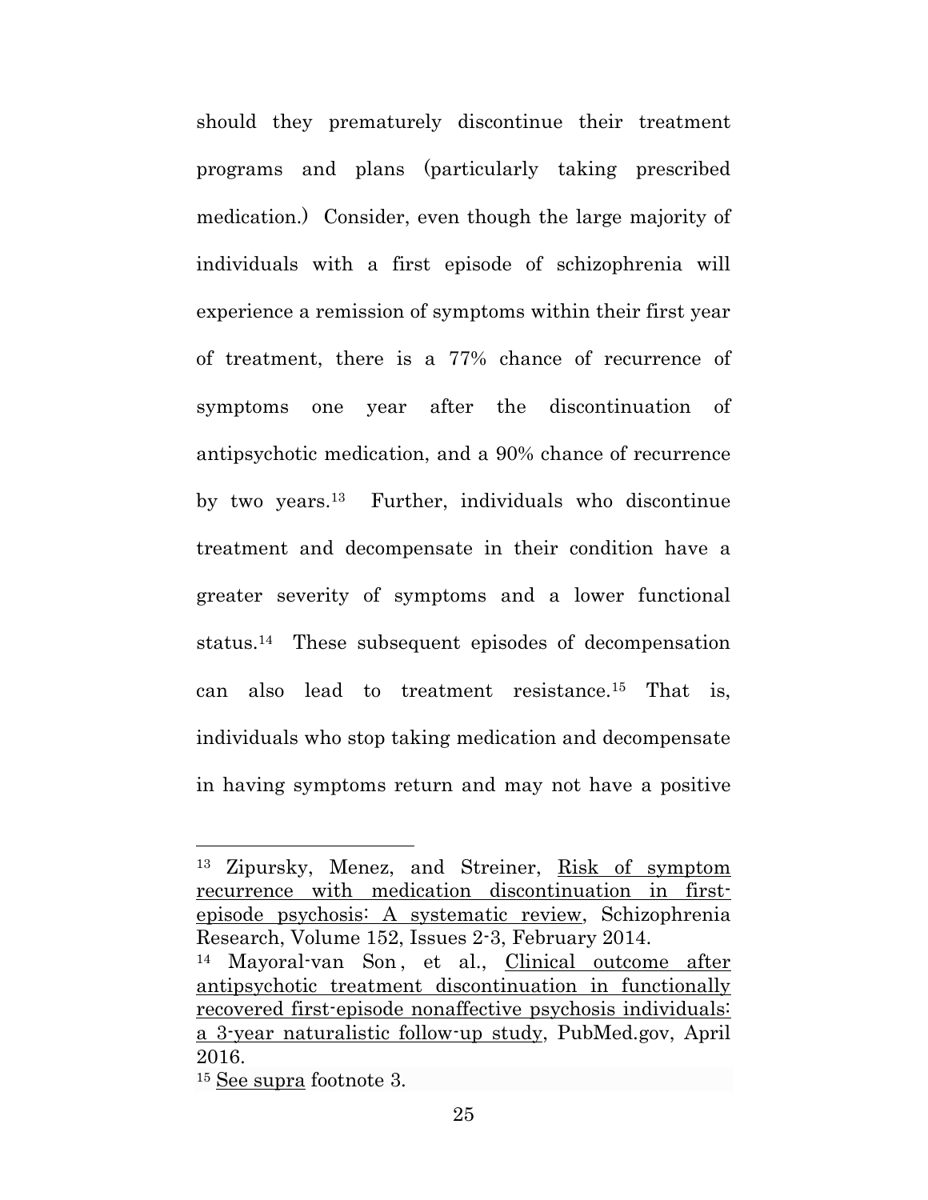should they prematurely discontinue their treatment programs and plans (particularly taking prescribed medication.) Consider, even though the large majority of individuals with a first episode of schizophrenia will experience a remission of symptoms within their first year of treatment, there is a 77% chance of recurrence of symptoms one year after the discontinuation of antipsychotic medication, and a 90% chance of recurrence by two years.[13] Further, individuals who discontinue treatment and decompensate in their condition have a greater severity of symptoms and a lower functional status.[14] These subsequent episodes of decompensation can also lead to treatment resistance.[15] That is, individuals who stop taking medication and decompensate in having symptoms return and may not have a positive

---

[13] Zipursky, Menez, and Streiner, Risk of symptom recurrence with medication discontinuation in first-episode psychosis: A systematic review, Schizophrenia Research, Volume 152, Issues 2-3, February 2014.

[14] Mayoral-van Son , et al., Clinical outcome after antipsychotic treatment discontinuation in functionally recovered first-episode nonaffective psychosis individuals: a 3-year naturalistic follow-up study, PubMed.gov, April 2016.

[15] See supra footnote 3.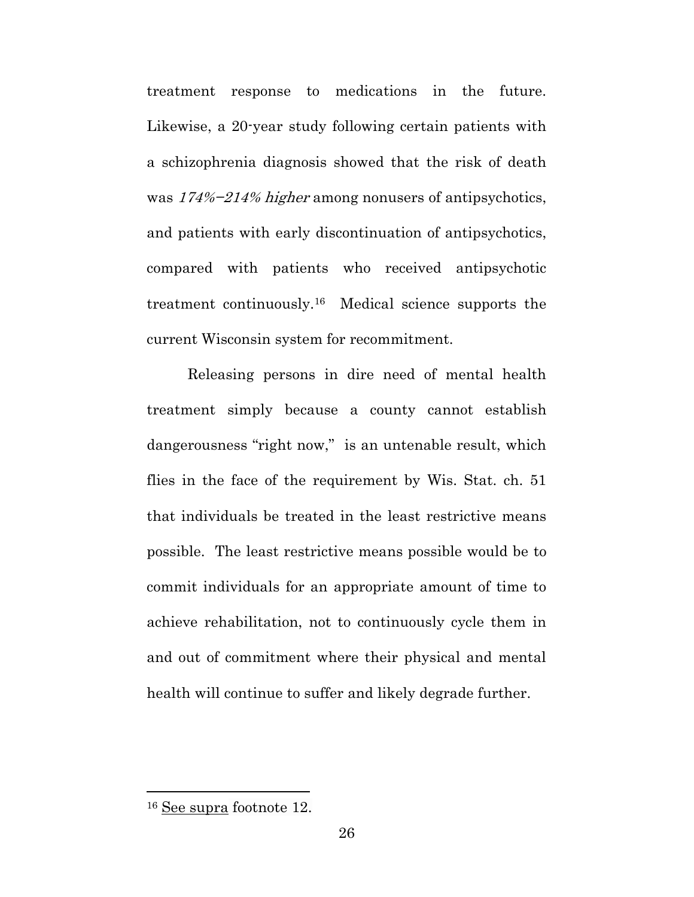treatment response to medications in the future. Likewise, a 20-year study following certain patients with a schizophrenia diagnosis showed that the risk of death was *174%–214% higher* among nonusers of antipsychotics, and patients with early discontinuation of antipsychotics, compared with patients who received antipsychotic treatment continuously.[16] Medical science supports the current Wisconsin system for recommitment.

Releasing persons in dire need of mental health treatment simply because a county cannot establish dangerousness "right now," is an untenable result, which flies in the face of the requirement by Wis. Stat. ch. 51 that individuals be treated in the least restrictive means possible. The least restrictive means possible would be to commit individuals for an appropriate amount of time to achieve rehabilitation, not to continuously cycle them in and out of commitment where their physical and mental health will continue to suffer and likely degrade further.

---

[16] See supra footnote 12.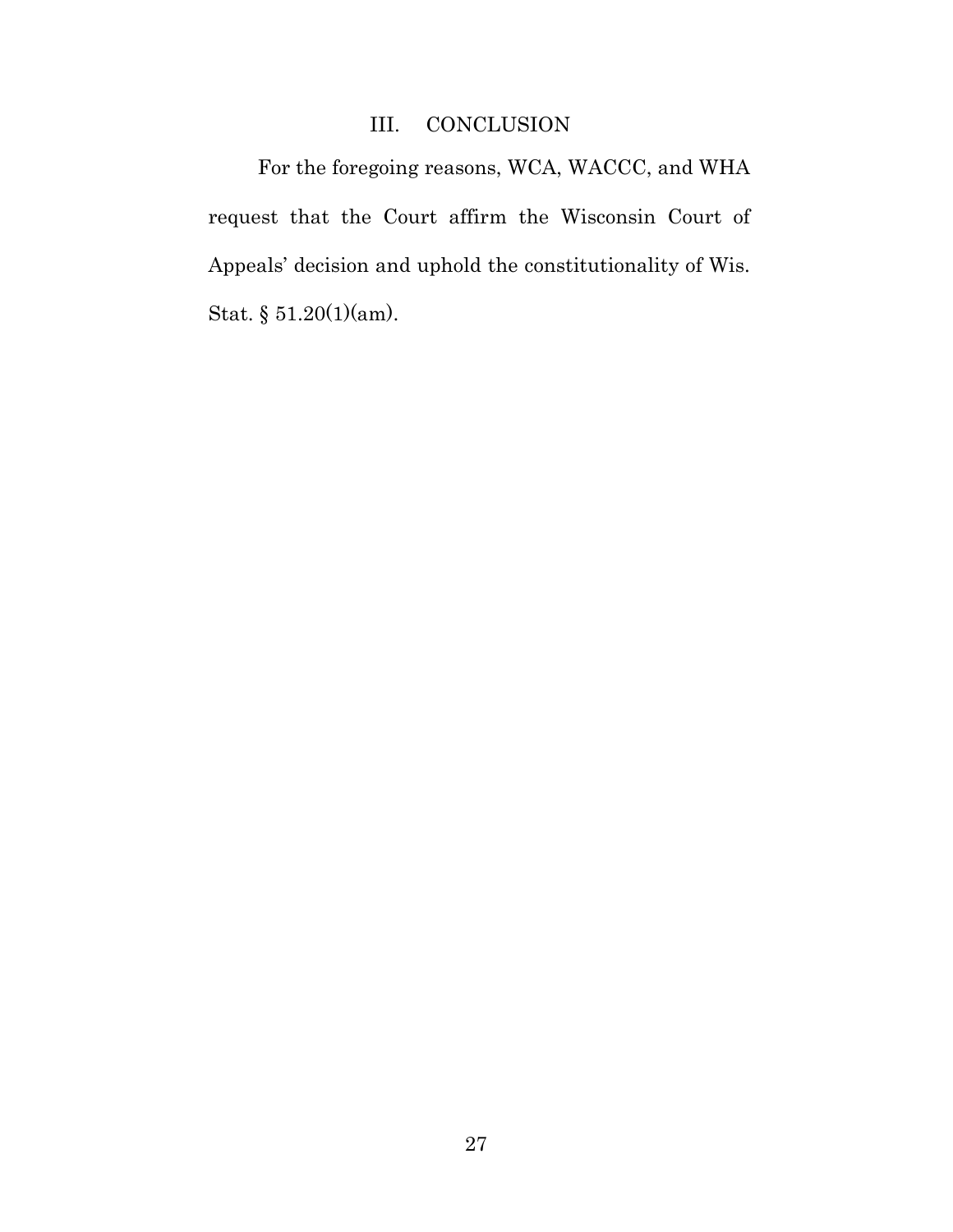## III. CONCLUSION

For the foregoing reasons, WCA, WACCC, and WHA request that the Court affirm the Wisconsin Court of Appeals' decision and uphold the constitutionality of Wis. Stat. § 51.20(1)(am).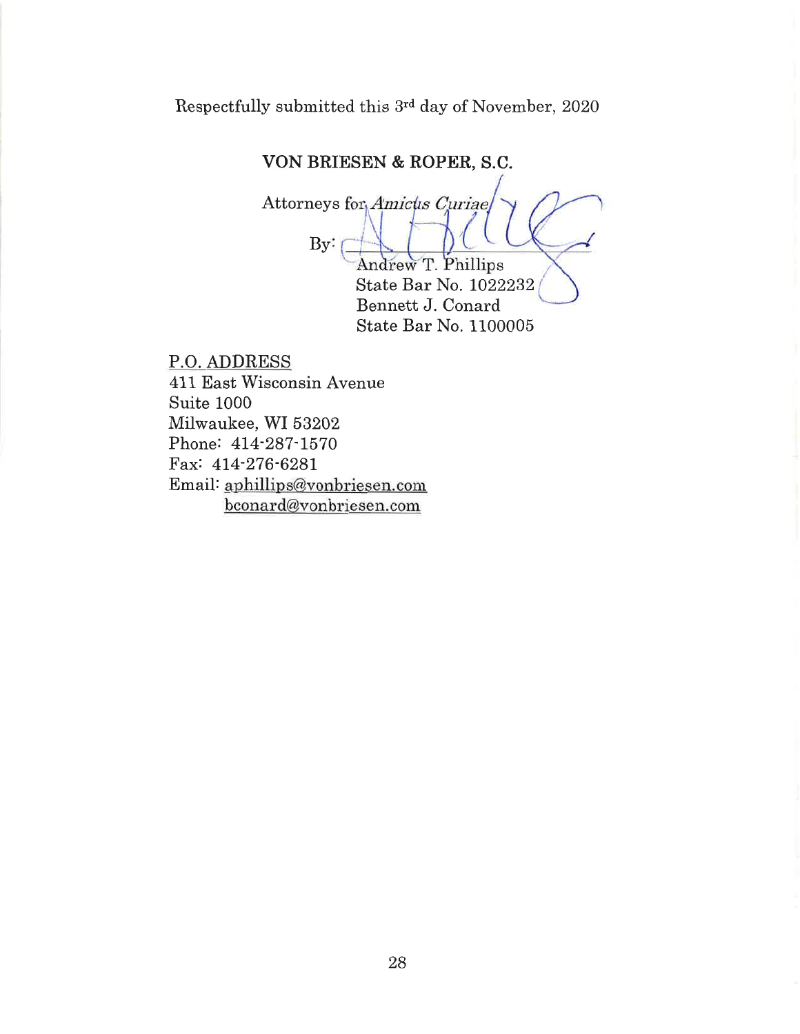Respectfully submitted this 3rd day of November, 2020

**VON BRIESEN & ROPER, S.C.**

Attorneys for *Amicus Curiae*

By: \_\_\_\_\_\_\_\_\_\_\_\_\_\_\_\_\_\_\_\_\_\_\_\_\_\_\_\_\_\_

Andrew T. Phillips
State Bar No. 1022232
Bennett J. Conard
State Bar No. 1100005

P.O. ADDRESS
411 East Wisconsin Avenue
Suite 1000
Milwaukee, WI 53202
Phone: 414-287-1570
Fax: 414-276-6281
Email: aphillips@vonbriesen.com
bconard@vonbriesen.com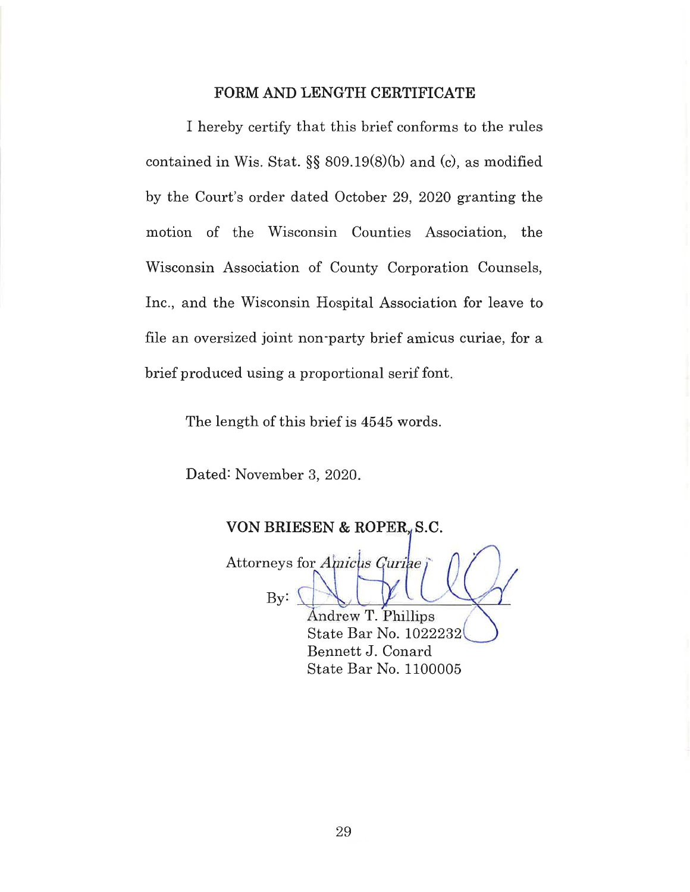## FORM AND LENGTH CERTIFICATE

I hereby certify that this brief conforms to the rules contained in Wis. Stat. §§ 809.19(8)(b) and (c), as modified by the Court's order dated October 29, 2020 granting the motion of the Wisconsin Counties Association, the Wisconsin Association of County Corporation Counsels, Inc., and the Wisconsin Hospital Association for leave to file an oversized joint non-party brief amicus curiae, for a brief produced using a proportional serif font.

The length of this brief is 4545 words.

Dated: November 3, 2020.

**VON BRIESEN & ROPER, S.C.**

Attorneys for *Amicus Curiae*

By: ______________________

Andrew T. Phillips
State Bar No. 1022232
Bennett J. Conard
State Bar No. 1100005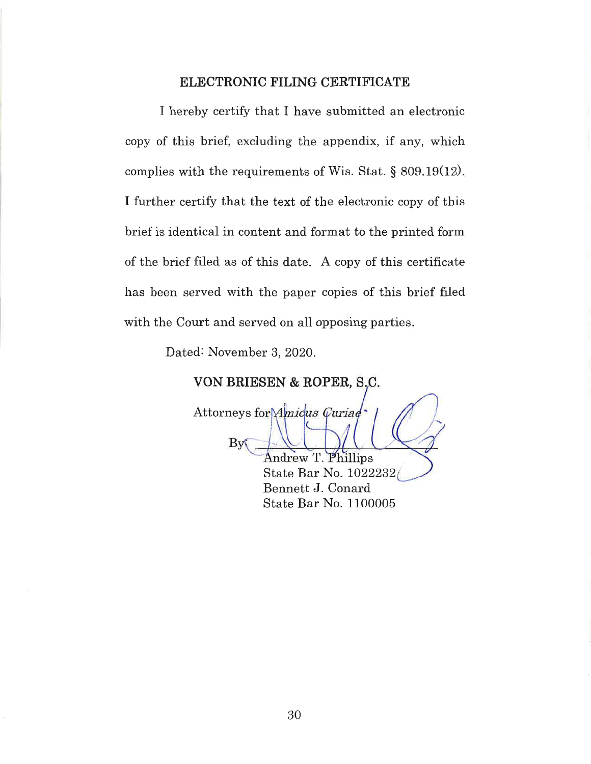## ELECTRONIC FILING CERTIFICATE

I hereby certify that I have submitted an electronic copy of this brief, excluding the appendix, if any, which complies with the requirements of Wis. Stat. § 809.19(12). I further certify that the text of the electronic copy of this brief is identical in content and format to the printed form of the brief filed as of this date. A copy of this certificate has been served with the paper copies of this brief filed with the Court and served on all opposing parties.

Dated: November 3, 2020.

**VON BRIESEN & ROPER, S.C.**

Attorneys for *Amicus Curiae*

By: \_\_\_\_\_\_\_\_\_\_\_\_\_\_\_\_\_\_\_\_\_\_\_\_
Andrew T. Phillips
State Bar No. 1022232
Bennett J. Conard
State Bar No. 1100005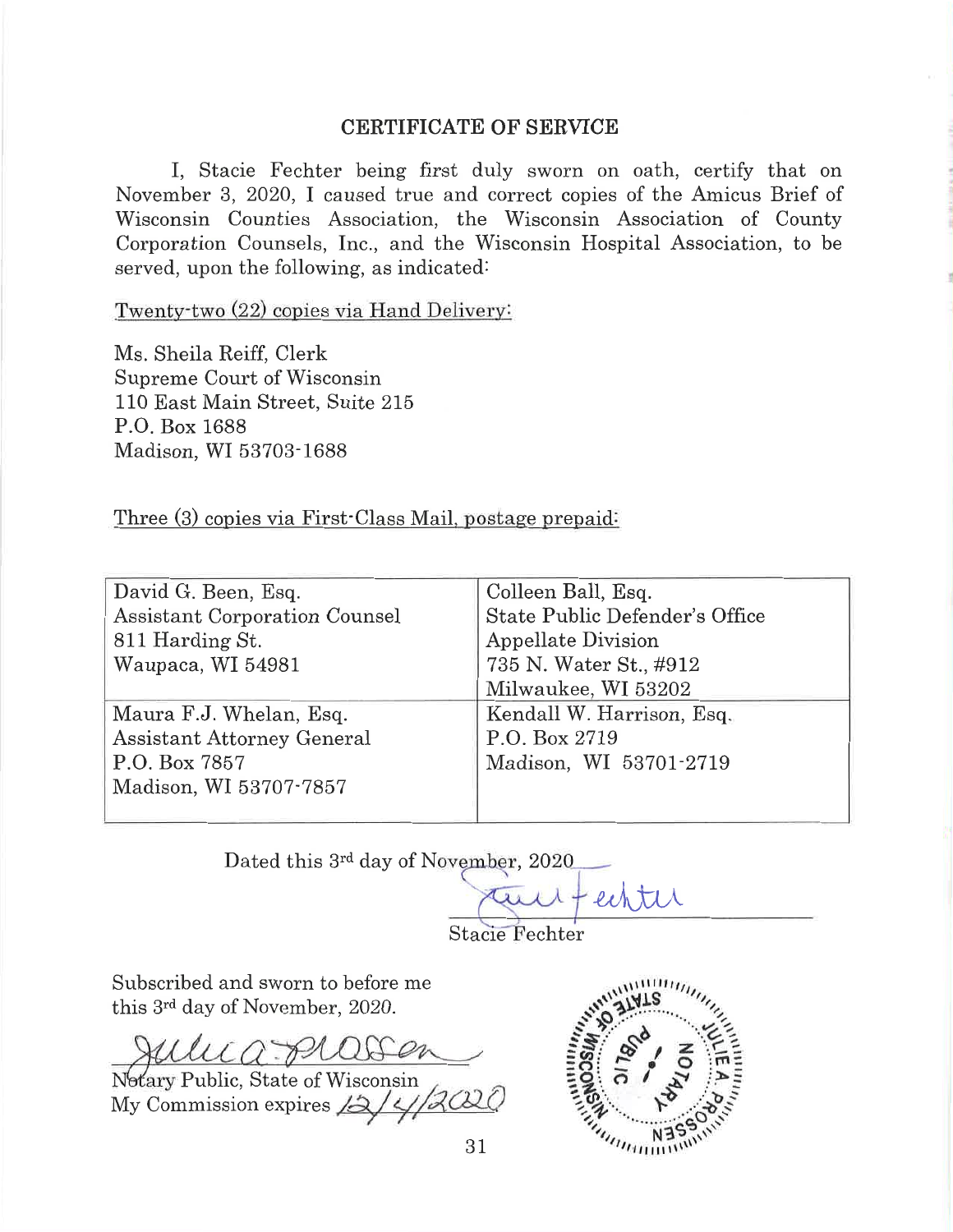## CERTIFICATE OF SERVICE

I, Stacie Fechter being first duly sworn on oath, certify that on November 3, 2020, I caused true and correct copies of the Amicus Brief of Wisconsin Counties Association, the Wisconsin Association of County Corporation Counsels, Inc., and the Wisconsin Hospital Association, to be served, upon the following, as indicated:

Twenty-two (22) copies via Hand Delivery:

Ms. Sheila Reiff, Clerk
Supreme Court of Wisconsin
110 East Main Street, Suite 215
P.O. Box 1688
Madison, WI 53703-1688

Three (3) copies via First-Class Mail, postage prepaid:

| | |
|---|---|
| David G. Been, Esq.<br>Assistant Corporation Counsel<br>811 Harding St.<br>Waupaca, WI 54981 | Colleen Ball, Esq.<br>State Public Defender's Office<br>Appellate Division<br>735 N. Water St., #912<br>Milwaukee, WI 53202 |
| Maura F.J. Whelan, Esq.<br>Assistant Attorney General<br>P.O. Box 7857<br>Madison, WI 53707-7857 | Kendall W. Harrison, Esq.<br>P.O. Box 2719<br>Madison, WI 53701-2719 |

Dated this 3rd day of November, 2020

Stacie Fechter

Subscribed and sworn to before me
this 3rd day of November, 2020.

Notary Public, State of Wisconsin
My Commission expires 12/4/2020